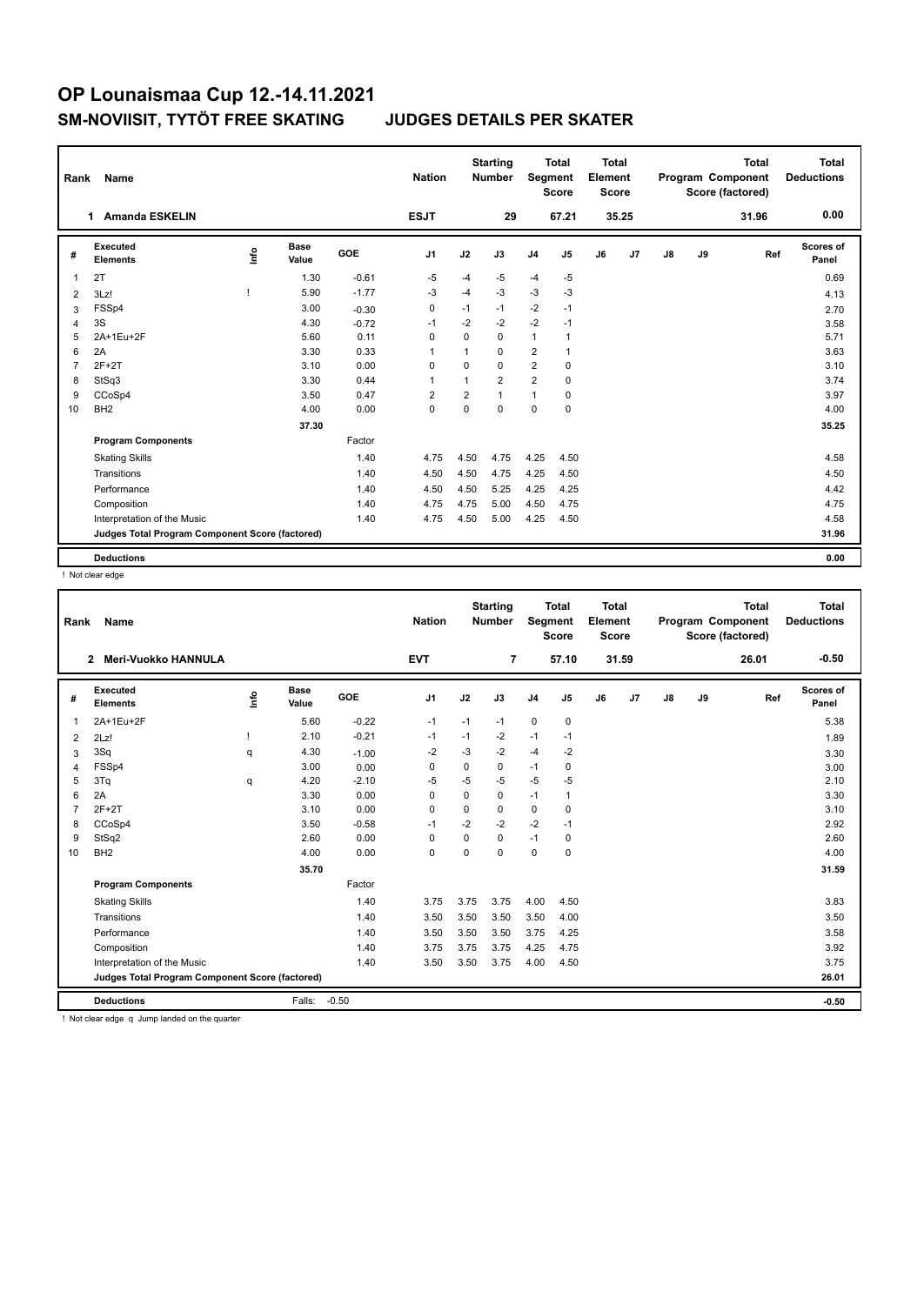# OP Lounaismaa Cup 12.-14.11.2021

## SM-NOVIISIT, TYTÖT FREE SKATING JUDGES DETAILS PER SKATER

| Rank | Name | Nation | Starting Number | Total Segment Score | Total Element Score | Total Program Component Score (factored) | Total Deductions |
|---|---|---|---|---|---|---|---|
| 1 | Amanda ESKELIN | ESJT | 29 | 67.21 | 35.25 | 31.96 | 0.00 |

| # | Executed Elements | Info | Base Value | GOE | J1 | J2 | J3 | J4 | J5 | J6 | J7 | J8 | J9 | Ref | Scores of Panel |
|---|---|---|---|---|---|---|---|---|---|---|---|---|---|---|---|
| 1 | 2T | | 1.30 | -0.61 | -5 | -4 | -5 | -4 | -5 | | | | | | 0.69 |
| 2 | 3Lz! | ! | 5.90 | -1.77 | -3 | -4 | -3 | -3 | -3 | | | | | | 4.13 |
| 3 | FSSp4 | | 3.00 | -0.30 | 0 | -1 | -1 | -2 | -1 | | | | | | 2.70 |
| 4 | 3S | | 4.30 | -0.72 | -1 | -2 | -2 | -2 | -1 | | | | | | 3.58 |
| 5 | 2A+1Eu+2F | | 5.60 | 0.11 | 0 | 0 | 0 | 1 | 1 | | | | | | 5.71 |
| 6 | 2A | | 3.30 | 0.33 | 1 | 1 | 0 | 2 | 1 | | | | | | 3.63 |
| 7 | 2F+2T | | 3.10 | 0.00 | 0 | 0 | 0 | 2 | 0 | | | | | | 3.10 |
| 8 | StSq3 | | 3.30 | 0.44 | 1 | 1 | 2 | 2 | 0 | | | | | | 3.74 |
| 9 | CCoSp4 | | 3.50 | 0.47 | 2 | 2 | 1 | 1 | 0 | | | | | | 3.97 |
| 10 | BH2 | | 4.00 | 0.00 | 0 | 0 | 0 | 0 | 0 | | | | | | 4.00 |
| | | | 37.30 | | | | | | | | | | | | 35.25 |
| | **Program Components** | | | Factor | | | | | | | | | | | |
| | Skating Skills | | | 1.40 | 4.75 | 4.50 | 4.75 | 4.25 | 4.50 | | | | | | 4.58 |
| | Transitions | | | 1.40 | 4.50 | 4.50 | 4.75 | 4.25 | 4.50 | | | | | | 4.50 |
| | Performance | | | 1.40 | 4.50 | 4.50 | 5.25 | 4.25 | 4.25 | | | | | | 4.42 |
| | Composition | | | 1.40 | 4.75 | 4.75 | 5.00 | 4.50 | 4.75 | | | | | | 4.75 |
| | Interpretation of the Music | | | 1.40 | 4.75 | 4.50 | 5.00 | 4.25 | 4.50 | | | | | | 4.58 |
| | **Judges Total Program Component Score (factored)** | | | | | | | | | | | | | | 31.96 |
| | **Deductions** | | | | | | | | | | | | | | 0.00 |

! Not clear edge

| Rank | Name | Nation | Starting Number | Total Segment Score | Total Element Score | Total Program Component Score (factored) | Total Deductions |
|---|---|---|---|---|---|---|---|
| 2 | Meri-Vuokko HANNULA | EVT | 7 | 57.10 | 31.59 | 26.01 | -0.50 |

| # | Executed Elements | Info | Base Value | GOE | J1 | J2 | J3 | J4 | J5 | J6 | J7 | J8 | J9 | Ref | Scores of Panel |
|---|---|---|---|---|---|---|---|---|---|---|---|---|---|---|---|
| 1 | 2A+1Eu+2F | | 5.60 | -0.22 | -1 | -1 | -1 | 0 | 0 | | | | | | 5.38 |
| 2 | 2Lz! | ! | 2.10 | -0.21 | -1 | -1 | -2 | -1 | -1 | | | | | | 1.89 |
| 3 | 3Sq | q | 4.30 | -1.00 | -2 | -3 | -2 | -4 | -2 | | | | | | 3.30 |
| 4 | FSSp4 | | 3.00 | 0.00 | 0 | 0 | 0 | -1 | 0 | | | | | | 3.00 |
| 5 | 3Tq | q | 4.20 | -2.10 | -5 | -5 | -5 | -5 | -5 | | | | | | 2.10 |
| 6 | 2A | | 3.30 | 0.00 | 0 | 0 | 0 | -1 | 1 | | | | | | 3.30 |
| 7 | 2F+2T | | 3.10 | 0.00 | 0 | 0 | 0 | 0 | 0 | | | | | | 3.10 |
| 8 | CCoSp4 | | 3.50 | -0.58 | -1 | -2 | -2 | -2 | -1 | | | | | | 2.92 |
| 9 | StSq2 | | 2.60 | 0.00 | 0 | 0 | 0 | -1 | 0 | | | | | | 2.60 |
| 10 | BH2 | | 4.00 | 0.00 | 0 | 0 | 0 | 0 | 0 | | | | | | 4.00 |
| | | | 35.70 | | | | | | | | | | | | 31.59 |
| | **Program Components** | | | Factor | | | | | | | | | | | |
| | Skating Skills | | | 1.40 | 3.75 | 3.75 | 3.75 | 4.00 | 4.50 | | | | | | 3.83 |
| | Transitions | | | 1.40 | 3.50 | 3.50 | 3.50 | 3.50 | 4.00 | | | | | | 3.50 |
| | Performance | | | 1.40 | 3.50 | 3.50 | 3.50 | 3.75 | 4.25 | | | | | | 3.58 |
| | Composition | | | 1.40 | 3.75 | 3.75 | 3.75 | 4.25 | 4.75 | | | | | | 3.92 |
| | Interpretation of the Music | | | 1.40 | 3.50 | 3.50 | 3.75 | 4.00 | 4.50 | | | | | | 3.75 |
| | **Judges Total Program Component Score (factored)** | | | | | | | | | | | | | | 26.01 |
| | **Deductions** | | Falls: | -0.50 | | | | | | | | | | | -0.50 |

! Not clear edge q Jump landed on the quarter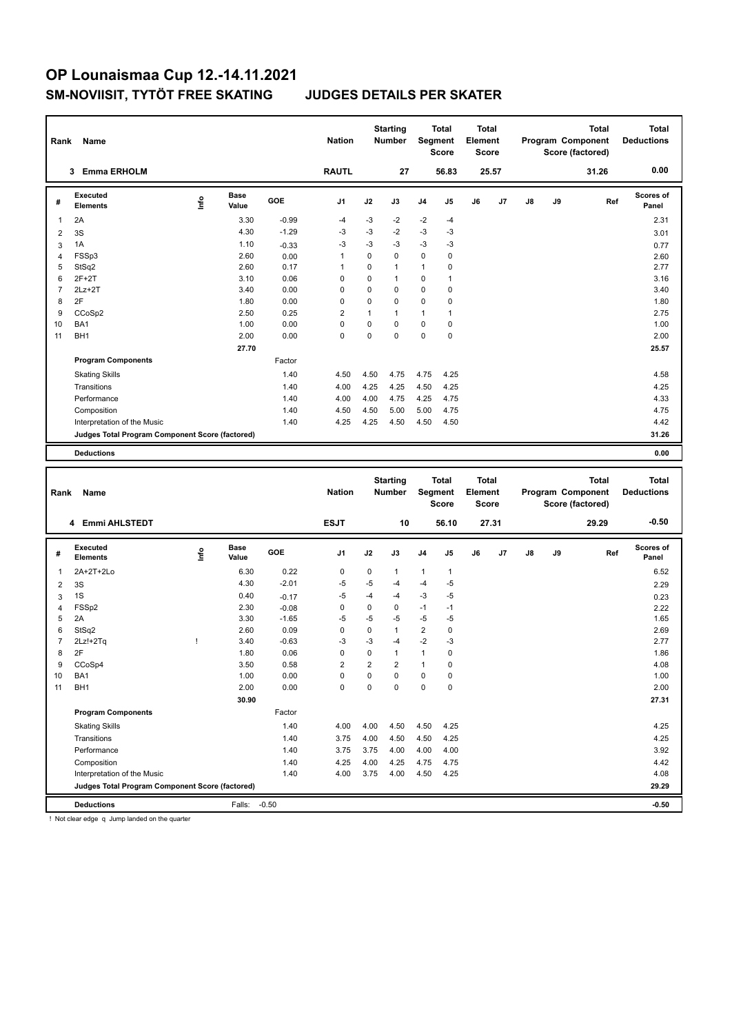# OP Lounaismaa Cup 12.-14.11.2021

## SM-NOVIISIT, TYTÖT FREE SKATING JUDGES DETAILS PER SKATER

| Rank | Name | Nation | Starting Number | Total Segment Score | Total Element Score | Total Program Component Score (factored) | Total Deductions |
|---|---|---|---|---|---|---|---|
| 3 | Emma ERHOLM | RAUTL | 27 | 56.83 | 25.57 | 31.26 | 0.00 |

| # | Executed Elements | Info | Base Value | GOE | J1 | J2 | J3 | J4 | J5 | J6 | J7 | J8 | J9 | Ref | Scores of Panel |
|---|---|---|---|---|---|---|---|---|---|---|---|---|---|---|---|
| 1 | 2A | | 3.30 | -0.99 | -4 | -3 | -2 | -2 | -4 | | | | | | 2.31 |
| 2 | 3S | | 4.30 | -1.29 | -3 | -3 | -2 | -3 | -3 | | | | | | 3.01 |
| 3 | 1A | | 1.10 | -0.33 | -3 | -3 | -3 | -3 | -3 | | | | | | 0.77 |
| 4 | FSSp3 | | 2.60 | 0.00 | 1 | 0 | 0 | 0 | 0 | | | | | | 2.60 |
| 5 | StSq2 | | 2.60 | 0.17 | 1 | 0 | 1 | 1 | 0 | | | | | | 2.77 |
| 6 | 2F+2T | | 3.10 | 0.06 | 0 | 0 | 1 | 0 | 1 | | | | | | 3.16 |
| 7 | 2Lz+2T | | 3.40 | 0.00 | 0 | 0 | 0 | 0 | 0 | | | | | | 3.40 |
| 8 | 2F | | 1.80 | 0.00 | 0 | 0 | 0 | 0 | 0 | | | | | | 1.80 |
| 9 | CCoSp2 | | 2.50 | 0.25 | 2 | 1 | 1 | 1 | 1 | | | | | | 2.75 |
| 10 | BA1 | | 1.00 | 0.00 | 0 | 0 | 0 | 0 | 0 | | | | | | 1.00 |
| 11 | BH1 | | 2.00 | 0.00 | 0 | 0 | 0 | 0 | 0 | | | | | | 2.00 |
| | | | 27.70 | | | | | | | | | | | | 25.57 |
| | **Program Components** | | | Factor | | | | | | | | | | | |
| | Skating Skills | | | 1.40 | 4.50 | 4.50 | 4.75 | 4.75 | 4.25 | | | | | | 4.58 |
| | Transitions | | | 1.40 | 4.00 | 4.25 | 4.25 | 4.50 | 4.25 | | | | | | 4.25 |
| | Performance | | | 1.40 | 4.00 | 4.00 | 4.75 | 4.25 | 4.75 | | | | | | 4.33 |
| | Composition | | | 1.40 | 4.50 | 4.50 | 5.00 | 5.00 | 4.75 | | | | | | 4.75 |
| | Interpretation of the Music | | | 1.40 | 4.25 | 4.25 | 4.50 | 4.50 | 4.50 | | | | | | 4.42 |
| | **Judges Total Program Component Score (factored)** | | | | | | | | | | | | | | 31.26 |
| | **Deductions** | | | | | | | | | | | | | | 0.00 |

| Rank | Name | Nation | Starting Number | Total Segment Score | Total Element Score | Total Program Component Score (factored) | Total Deductions |
|---|---|---|---|---|---|---|---|
| 4 | Emmi AHLSTEDT | ESJT | 10 | 56.10 | 27.31 | 29.29 | -0.50 |

| # | Executed Elements | Info | Base Value | GOE | J1 | J2 | J3 | J4 | J5 | J6 | J7 | J8 | J9 | Ref | Scores of Panel |
|---|---|---|---|---|---|---|---|---|---|---|---|---|---|---|---|
| 1 | 2A+2T+2Lo | | 6.30 | 0.22 | 0 | 0 | 1 | 1 | 1 | | | | | | 6.52 |
| 2 | 3S | | 4.30 | -2.01 | -5 | -5 | -4 | -4 | -5 | | | | | | 2.29 |
| 3 | 1S | | 0.40 | -0.17 | -5 | -4 | -4 | -3 | -5 | | | | | | 0.23 |
| 4 | FSSp2 | | 2.30 | -0.08 | 0 | 0 | 0 | -1 | -1 | | | | | | 2.22 |
| 5 | 2A | | 3.30 | -1.65 | -5 | -5 | -5 | -5 | -5 | | | | | | 1.65 |
| 6 | StSq2 | | 2.60 | 0.09 | 0 | 0 | 1 | 2 | 0 | | | | | | 2.69 |
| 7 | 2Lz!+2Tq | ! | 3.40 | -0.63 | -3 | -3 | -4 | -2 | -3 | | | | | | 2.77 |
| 8 | 2F | | 1.80 | 0.06 | 0 | 0 | 1 | 1 | 0 | | | | | | 1.86 |
| 9 | CCoSp4 | | 3.50 | 0.58 | 2 | 2 | 2 | 1 | 0 | | | | | | 4.08 |
| 10 | BA1 | | 1.00 | 0.00 | 0 | 0 | 0 | 0 | 0 | | | | | | 1.00 |
| 11 | BH1 | | 2.00 | 0.00 | 0 | 0 | 0 | 0 | 0 | | | | | | 2.00 |
| | | | 30.90 | | | | | | | | | | | | 27.31 |
| | **Program Components** | | | Factor | | | | | | | | | | | |
| | Skating Skills | | | 1.40 | 4.00 | 4.00 | 4.50 | 4.50 | 4.25 | | | | | | 4.25 |
| | Transitions | | | 1.40 | 3.75 | 4.00 | 4.50 | 4.50 | 4.25 | | | | | | 4.25 |
| | Performance | | | 1.40 | 3.75 | 3.75 | 4.00 | 4.00 | 4.00 | | | | | | 3.92 |
| | Composition | | | 1.40 | 4.25 | 4.00 | 4.25 | 4.75 | 4.75 | | | | | | 4.42 |
| | Interpretation of the Music | | | 1.40 | 4.00 | 3.75 | 4.00 | 4.50 | 4.25 | | | | | | 4.08 |
| | **Judges Total Program Component Score (factored)** | | | | | | | | | | | | | | 29.29 |
| | **Deductions** | | Falls: | -0.50 | | | | | | | | | | | -0.50 |

! Not clear edge q Jump landed on the quarter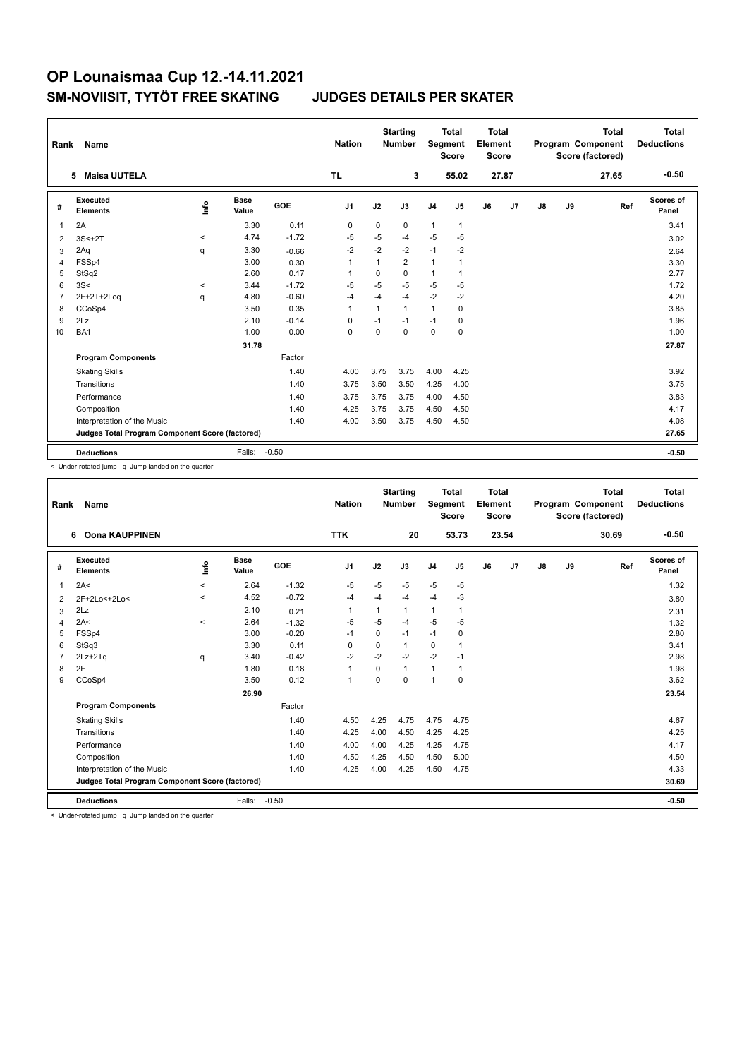# OP Lounaismaa Cup 12.-14.11.2021

## SM-NOVIISIT, TYTÖT FREE SKATING JUDGES DETAILS PER SKATER

| Rank | Name | Nation | Starting Number | Total Segment Score | Total Element Score | Total Program Component Score (factored) | Total Deductions |
|---|---|---|---|---|---|---|---|
| 5 | Maisa UUTELA | TL | 3 | 55.02 | 27.87 | 27.65 | -0.50 |

| # | Executed Elements | Info | Base Value | GOE | J1 | J2 | J3 | J4 | J5 | J6 | J7 | J8 | J9 | Ref | Scores of Panel |
|---|---|---|---|---|---|---|---|---|---|---|---|---|---|---|---|
| 1 | 2A | | 3.30 | 0.11 | 0 | 0 | 0 | 1 | 1 | | | | | | 3.41 |
| 2 | 3S<+2T | < | 4.74 | -1.72 | -5 | -5 | -4 | -5 | -5 | | | | | | 3.02 |
| 3 | 2Aq | q | 3.30 | -0.66 | -2 | -2 | -2 | -1 | -2 | | | | | | 2.64 |
| 4 | FSSp4 | | 3.00 | 0.30 | 1 | 1 | 2 | 1 | 1 | | | | | | 3.30 |
| 5 | StSq2 | | 2.60 | 0.17 | 1 | 0 | 0 | 1 | 1 | | | | | | 2.77 |
| 6 | 3S< | < | 3.44 | -1.72 | -5 | -5 | -5 | -5 | -5 | | | | | | 1.72 |
| 7 | 2F+2T+2Loq | q | 4.80 | -0.60 | -4 | -4 | -4 | -2 | -2 | | | | | | 4.20 |
| 8 | CCoSp4 | | 3.50 | 0.35 | 1 | 1 | 1 | 1 | 0 | | | | | | 3.85 |
| 9 | 2Lz | | 2.10 | -0.14 | 0 | -1 | -1 | -1 | 0 | | | | | | 1.96 |
| 10 | BA1 | | 1.00 | 0.00 | 0 | 0 | 0 | 0 | 0 | | | | | | 1.00 |
| | | | 31.78 | | | | | | | | | | | | 27.87 |
| | **Program Components** | | | Factor | | | | | | | | | | | |
| | Skating Skills | | | 1.40 | 4.00 | 3.75 | 3.75 | 4.00 | 4.25 | | | | | | 3.92 |
| | Transitions | | | 1.40 | 3.75 | 3.50 | 3.50 | 4.25 | 4.00 | | | | | | 3.75 |
| | Performance | | | 1.40 | 3.75 | 3.75 | 3.75 | 4.00 | 4.50 | | | | | | 3.83 |
| | Composition | | | 1.40 | 4.25 | 3.75 | 3.75 | 4.50 | 4.50 | | | | | | 4.17 |
| | Interpretation of the Music | | | 1.40 | 4.00 | 3.50 | 3.75 | 4.50 | 4.50 | | | | | | 4.08 |
| | **Judges Total Program Component Score (factored)** | | | | | | | | | | | | | | 27.65 |
| | **Deductions** | | Falls: | -0.50 | | | | | | | | | | | -0.50 |

< Under-rotated jump q Jump landed on the quarter

| Rank | Name | Nation | Starting Number | Total Segment Score | Total Element Score | Total Program Component Score (factored) | Total Deductions |
|---|---|---|---|---|---|---|---|
| 6 | Oona KAUPPINEN | TTK | 20 | 53.73 | 23.54 | 30.69 | -0.50 |

| # | Executed Elements | Info | Base Value | GOE | J1 | J2 | J3 | J4 | J5 | J6 | J7 | J8 | J9 | Ref | Scores of Panel |
|---|---|---|---|---|---|---|---|---|---|---|---|---|---|---|---|
| 1 | 2A< | < | 2.64 | -1.32 | -5 | -5 | -5 | -5 | -5 | | | | | | 1.32 |
| 2 | 2F+2Lo<+2Lo< | < | 4.52 | -0.72 | -4 | -4 | -4 | -4 | -3 | | | | | | 3.80 |
| 3 | 2Lz | | 2.10 | 0.21 | 1 | 1 | 1 | 1 | 1 | | | | | | 2.31 |
| 4 | 2A< | < | 2.64 | -1.32 | -5 | -5 | -4 | -5 | -5 | | | | | | 1.32 |
| 5 | FSSp4 | | 3.00 | -0.20 | -1 | 0 | -1 | -1 | 0 | | | | | | 2.80 |
| 6 | StSq3 | | 3.30 | 0.11 | 0 | 0 | 1 | 0 | 1 | | | | | | 3.41 |
| 7 | 2Lz+2Tq | q | 3.40 | -0.42 | -2 | -2 | -2 | -2 | -1 | | | | | | 2.98 |
| 8 | 2F | | 1.80 | 0.18 | 1 | 0 | 1 | 1 | 1 | | | | | | 1.98 |
| 9 | CCoSp4 | | 3.50 | 0.12 | 1 | 0 | 0 | 1 | 0 | | | | | | 3.62 |
| | | | 26.90 | | | | | | | | | | | | 23.54 |
| | **Program Components** | | | Factor | | | | | | | | | | | |
| | Skating Skills | | | 1.40 | 4.50 | 4.25 | 4.75 | 4.75 | 4.75 | | | | | | 4.67 |
| | Transitions | | | 1.40 | 4.25 | 4.00 | 4.50 | 4.25 | 4.25 | | | | | | 4.25 |
| | Performance | | | 1.40 | 4.00 | 4.00 | 4.25 | 4.25 | 4.75 | | | | | | 4.17 |
| | Composition | | | 1.40 | 4.50 | 4.25 | 4.50 | 4.50 | 5.00 | | | | | | 4.50 |
| | Interpretation of the Music | | | 1.40 | 4.25 | 4.00 | 4.25 | 4.50 | 4.75 | | | | | | 4.33 |
| | **Judges Total Program Component Score (factored)** | | | | | | | | | | | | | | 30.69 |
| | **Deductions** | | Falls: | -0.50 | | | | | | | | | | | -0.50 |

< Under-rotated jump q Jump landed on the quarter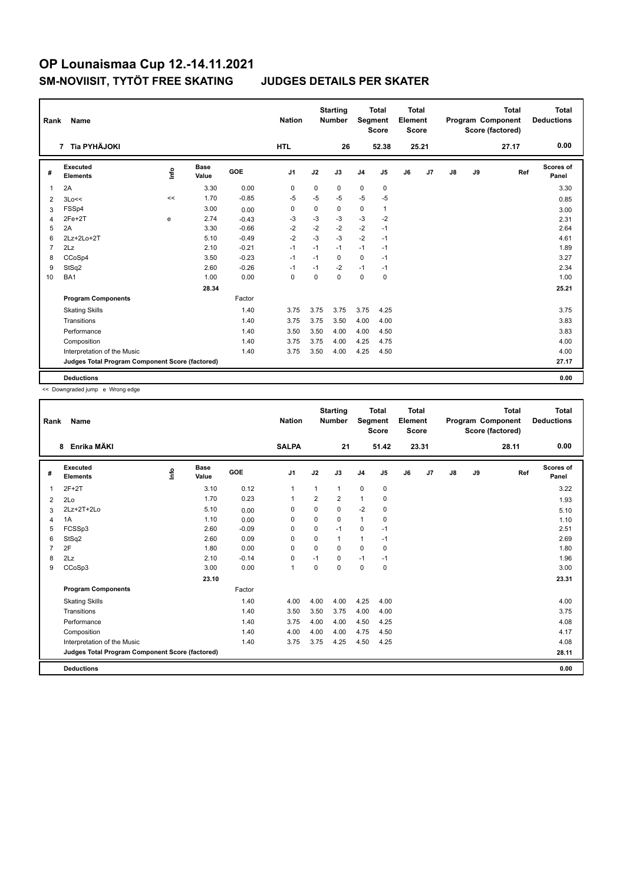# OP Lounaismaa Cup 12.-14.11.2021

## SM-NOVIISIT, TYTÖT FREE SKATING JUDGES DETAILS PER SKATER

| Rank | Name | Nation | Starting Number | Total Segment Score | Total Element Score | Total Program Component Score (factored) | Total Deductions |
|---|---|---|---|---|---|---|---|
| 7 | Tia PYHÄJOKI | HTL | 26 | 52.38 | 25.21 | 27.17 | 0.00 |

| # | Executed Elements | Info | Base Value | GOE | J1 | J2 | J3 | J4 | J5 | J6 | J7 | J8 | J9 | Ref | Scores of Panel |
|---|---|---|---|---|---|---|---|---|---|---|---|---|---|---|---|
| 1 | 2A | | 3.30 | 0.00 | 0 | 0 | 0 | 0 | 0 | | | | | | 3.30 |
| 2 | 3Lo<< | << | 1.70 | -0.85 | -5 | -5 | -5 | -5 | -5 | | | | | | 0.85 |
| 3 | FSSp4 | | 3.00 | 0.00 | 0 | 0 | 0 | 0 | 1 | | | | | | 3.00 |
| 4 | 2Fe+2T | e | 2.74 | -0.43 | -3 | -3 | -3 | -3 | -2 | | | | | | 2.31 |
| 5 | 2A | | 3.30 | -0.66 | -2 | -2 | -2 | -2 | -1 | | | | | | 2.64 |
| 6 | 2Lz+2Lo+2T | | 5.10 | -0.49 | -2 | -3 | -3 | -2 | -1 | | | | | | 4.61 |
| 7 | 2Lz | | 2.10 | -0.21 | -1 | -1 | -1 | -1 | -1 | | | | | | 1.89 |
| 8 | CCoSp4 | | 3.50 | -0.23 | -1 | -1 | 0 | 0 | -1 | | | | | | 3.27 |
| 9 | StSq2 | | 2.60 | -0.26 | -1 | -1 | -2 | -1 | -1 | | | | | | 2.34 |
| 10 | BA1 | | 1.00 | 0.00 | 0 | 0 | 0 | 0 | 0 | | | | | | 1.00 |
| | | | 28.34 | | | | | | | | | | | | 25.21 |
| | **Program Components** | | | Factor | | | | | | | | | | | |
| | Skating Skills | | | 1.40 | 3.75 | 3.75 | 3.75 | 3.75 | 4.25 | | | | | | 3.75 |
| | Transitions | | | 1.40 | 3.75 | 3.75 | 3.50 | 4.00 | 4.00 | | | | | | 3.83 |
| | Performance | | | 1.40 | 3.50 | 3.50 | 4.00 | 4.00 | 4.50 | | | | | | 3.83 |
| | Composition | | | 1.40 | 3.75 | 3.75 | 4.00 | 4.25 | 4.75 | | | | | | 4.00 |
| | Interpretation of the Music | | | 1.40 | 3.75 | 3.50 | 4.00 | 4.25 | 4.50 | | | | | | 4.00 |
| | **Judges Total Program Component Score (factored)** | | | | | | | | | | | | | | 27.17 |
| | **Deductions** | | | | | | | | | | | | | | 0.00 |

<< Downgraded jump e Wrong edge

| Rank | Name | Nation | Starting Number | Total Segment Score | Total Element Score | Total Program Component Score (factored) | Total Deductions |
|---|---|---|---|---|---|---|---|
| 8 | Enrika MÄKI | SALPA | 21 | 51.42 | 23.31 | 28.11 | 0.00 |

| # | Executed Elements | Info | Base Value | GOE | J1 | J2 | J3 | J4 | J5 | J6 | J7 | J8 | J9 | Ref | Scores of Panel |
|---|---|---|---|---|---|---|---|---|---|---|---|---|---|---|---|
| 1 | 2F+2T | | 3.10 | 0.12 | 1 | 1 | 1 | 0 | 0 | | | | | | 3.22 |
| 2 | 2Lo | | 1.70 | 0.23 | 1 | 2 | 2 | 1 | 0 | | | | | | 1.93 |
| 3 | 2Lz+2T+2Lo | | 5.10 | 0.00 | 0 | 0 | 0 | -2 | 0 | | | | | | 5.10 |
| 4 | 1A | | 1.10 | 0.00 | 0 | 0 | 0 | 1 | 0 | | | | | | 1.10 |
| 5 | FCSSp3 | | 2.60 | -0.09 | 0 | 0 | -1 | 0 | -1 | | | | | | 2.51 |
| 6 | StSq2 | | 2.60 | 0.09 | 0 | 0 | 1 | 1 | -1 | | | | | | 2.69 |
| 7 | 2F | | 1.80 | 0.00 | 0 | 0 | 0 | 0 | 0 | | | | | | 1.80 |
| 8 | 2Lz | | 2.10 | -0.14 | 0 | -1 | 0 | -1 | -1 | | | | | | 1.96 |
| 9 | CCoSp3 | | 3.00 | 0.00 | 1 | 0 | 0 | 0 | 0 | | | | | | 3.00 |
| | | | 23.10 | | | | | | | | | | | | 23.31 |
| | **Program Components** | | | Factor | | | | | | | | | | | |
| | Skating Skills | | | 1.40 | 4.00 | 4.00 | 4.00 | 4.25 | 4.00 | | | | | | 4.00 |
| | Transitions | | | 1.40 | 3.50 | 3.50 | 3.75 | 4.00 | 4.00 | | | | | | 3.75 |
| | Performance | | | 1.40 | 3.75 | 4.00 | 4.00 | 4.50 | 4.25 | | | | | | 4.08 |
| | Composition | | | 1.40 | 4.00 | 4.00 | 4.00 | 4.75 | 4.50 | | | | | | 4.17 |
| | Interpretation of the Music | | | 1.40 | 3.75 | 3.75 | 4.25 | 4.50 | 4.25 | | | | | | 4.08 |
| | **Judges Total Program Component Score (factored)** | | | | | | | | | | | | | | 28.11 |
| | **Deductions** | | | | | | | | | | | | | | 0.00 |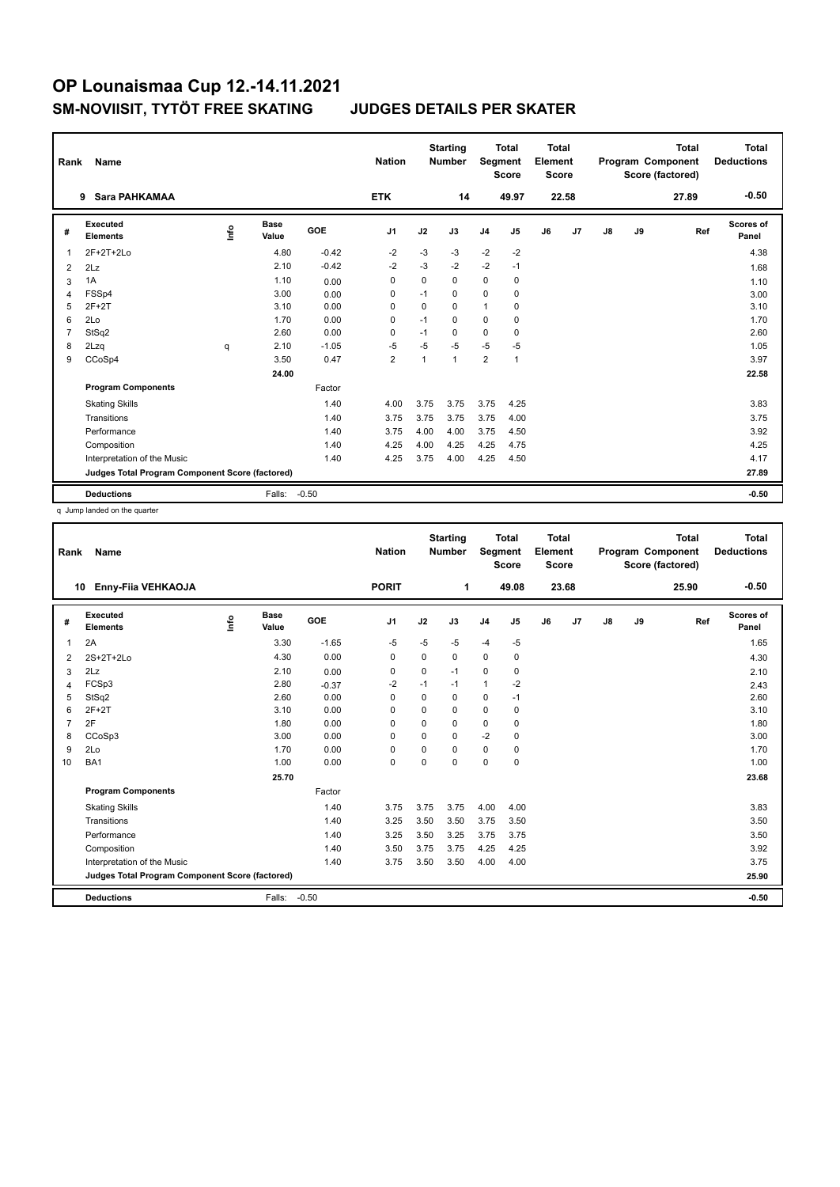# OP Lounaismaa Cup 12.-14.11.2021

## SM-NOVIISIT, TYTÖT FREE SKATING JUDGES DETAILS PER SKATER

| Rank | Name | Nation | Starting Number | Total Segment Score | Total Element Score | Total Program Component Score (factored) | Total Deductions |
|---|---|---|---|---|---|---|---|
| 9 | Sara PAHKAMAA | ETK | 14 | 49.97 | 22.58 | 27.89 | -0.50 |

| # | Executed Elements | Info | Base Value | GOE | J1 | J2 | J3 | J4 | J5 | J6 | J7 | J8 | J9 | Ref | Scores of Panel |
|---|---|---|---|---|---|---|---|---|---|---|---|---|---|---|---|
| 1 | 2F+2T+2Lo | | 4.80 | -0.42 | -2 | -3 | -3 | -2 | -2 | | | | | | 4.38 |
| 2 | 2Lz | | 2.10 | -0.42 | -2 | -3 | -2 | -2 | -1 | | | | | | 1.68 |
| 3 | 1A | | 1.10 | 0.00 | 0 | 0 | 0 | 0 | 0 | | | | | | 1.10 |
| 4 | FSSp4 | | 3.00 | 0.00 | 0 | -1 | 0 | 0 | 0 | | | | | | 3.00 |
| 5 | 2F+2T | | 3.10 | 0.00 | 0 | 0 | 0 | 1 | 0 | | | | | | 3.10 |
| 6 | 2Lo | | 1.70 | 0.00 | 0 | -1 | 0 | 0 | 0 | | | | | | 1.70 |
| 7 | StSq2 | | 2.60 | 0.00 | 0 | -1 | 0 | 0 | 0 | | | | | | 2.60 |
| 8 | 2Lzq | q | 2.10 | -1.05 | -5 | -5 | -5 | -5 | -5 | | | | | | 1.05 |
| 9 | CCoSp4 | | 3.50 | 0.47 | 2 | 1 | 1 | 2 | 1 | | | | | | 3.97 |
| | | | 24.00 | | | | | | | | | | | | 22.58 |
| | **Program Components** | | | Factor | | | | | | | | | | | |
| | Skating Skills | | | 1.40 | 4.00 | 3.75 | 3.75 | 3.75 | 4.25 | | | | | | 3.83 |
| | Transitions | | | 1.40 | 3.75 | 3.75 | 3.75 | 3.75 | 4.00 | | | | | | 3.75 |
| | Performance | | | 1.40 | 3.75 | 4.00 | 4.00 | 3.75 | 4.50 | | | | | | 3.92 |
| | Composition | | | 1.40 | 4.25 | 4.00 | 4.25 | 4.25 | 4.75 | | | | | | 4.25 |
| | Interpretation of the Music | | | 1.40 | 4.25 | 3.75 | 4.00 | 4.25 | 4.50 | | | | | | 4.17 |
| | **Judges Total Program Component Score (factored)** | | | | | | | | | | | | | | 27.89 |
| | **Deductions** | | Falls: | -0.50 | | | | | | | | | | | -0.50 |

q Jump landed on the quarter

| Rank | Name | Nation | Starting Number | Total Segment Score | Total Element Score | Total Program Component Score (factored) | Total Deductions |
|---|---|---|---|---|---|---|---|
| 10 | Enny-Fiia VEHKAOJA | PORIT | 1 | 49.08 | 23.68 | 25.90 | -0.50 |

| # | Executed Elements | Info | Base Value | GOE | J1 | J2 | J3 | J4 | J5 | J6 | J7 | J8 | J9 | Ref | Scores of Panel |
|---|---|---|---|---|---|---|---|---|---|---|---|---|---|---|---|
| 1 | 2A | | 3.30 | -1.65 | -5 | -5 | -5 | -4 | -5 | | | | | | 1.65 |
| 2 | 2S+2T+2Lo | | 4.30 | 0.00 | 0 | 0 | 0 | 0 | 0 | | | | | | 4.30 |
| 3 | 2Lz | | 2.10 | 0.00 | 0 | 0 | -1 | 0 | 0 | | | | | | 2.10 |
| 4 | FCSp3 | | 2.80 | -0.37 | -2 | -1 | -1 | 1 | -2 | | | | | | 2.43 |
| 5 | StSq2 | | 2.60 | 0.00 | 0 | 0 | 0 | 0 | -1 | | | | | | 2.60 |
| 6 | 2F+2T | | 3.10 | 0.00 | 0 | 0 | 0 | 0 | 0 | | | | | | 3.10 |
| 7 | 2F | | 1.80 | 0.00 | 0 | 0 | 0 | 0 | 0 | | | | | | 1.80 |
| 8 | CCoSp3 | | 3.00 | 0.00 | 0 | 0 | 0 | -2 | 0 | | | | | | 3.00 |
| 9 | 2Lo | | 1.70 | 0.00 | 0 | 0 | 0 | 0 | 0 | | | | | | 1.70 |
| 10 | BA1 | | 1.00 | 0.00 | 0 | 0 | 0 | 0 | 0 | | | | | | 1.00 |
| | | | 25.70 | | | | | | | | | | | | 23.68 |
| | **Program Components** | | | Factor | | | | | | | | | | | |
| | Skating Skills | | | 1.40 | 3.75 | 3.75 | 3.75 | 4.00 | 4.00 | | | | | | 3.83 |
| | Transitions | | | 1.40 | 3.25 | 3.50 | 3.50 | 3.75 | 3.50 | | | | | | 3.50 |
| | Performance | | | 1.40 | 3.25 | 3.50 | 3.25 | 3.75 | 3.75 | | | | | | 3.50 |
| | Composition | | | 1.40 | 3.50 | 3.75 | 3.75 | 4.25 | 4.25 | | | | | | 3.92 |
| | Interpretation of the Music | | | 1.40 | 3.75 | 3.50 | 3.50 | 4.00 | 4.00 | | | | | | 3.75 |
| | **Judges Total Program Component Score (factored)** | | | | | | | | | | | | | | 25.90 |
| | **Deductions** | | Falls: | -0.50 | | | | | | | | | | | -0.50 |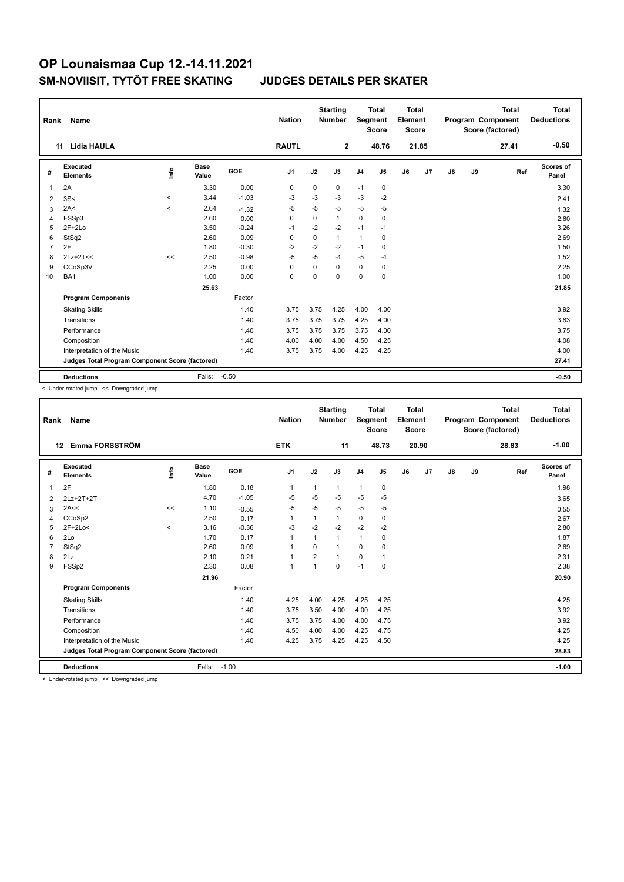# OP Lounaismaa Cup 12.-14.11.2021

## SM-NOVIISIT, TYTÖT FREE SKATING JUDGES DETAILS PER SKATER

| Rank | Name | Nation | Starting Number | Total Segment Score | Total Element Score | Total Program Component Score (factored) | Total Deductions |
|---|---|---|---|---|---|---|---|
| 11 | Lidia HAULA | RAUTL | 2 | 48.76 | 21.85 | 27.41 | -0.50 |

| # | Executed Elements | Info | Base Value | GOE | J1 | J2 | J3 | J4 | J5 | J6 | J7 | J8 | J9 | Ref | Scores of Panel |
|---|---|---|---|---|---|---|---|---|---|---|---|---|---|---|---|
| 1 | 2A | | 3.30 | 0.00 | 0 | 0 | 0 | -1 | 0 | | | | | | 3.30 |
| 2 | 3S< | < | 3.44 | -1.03 | -3 | -3 | -3 | -3 | -2 | | | | | | 2.41 |
| 3 | 2A< | < | 2.64 | -1.32 | -5 | -5 | -5 | -5 | -5 | | | | | | 1.32 |
| 4 | FSSp3 | | 2.60 | 0.00 | 0 | 0 | 1 | 0 | 0 | | | | | | 2.60 |
| 5 | 2F+2Lo | | 3.50 | -0.24 | -1 | -2 | -2 | -1 | -1 | | | | | | 3.26 |
| 6 | StSq2 | | 2.60 | 0.09 | 0 | 0 | 1 | 1 | 0 | | | | | | 2.69 |
| 7 | 2F | | 1.80 | -0.30 | -2 | -2 | -2 | -1 | 0 | | | | | | 1.50 |
| 8 | 2Lz+2T<< | << | 2.50 | -0.98 | -5 | -5 | -4 | -5 | -4 | | | | | | 1.52 |
| 9 | CCoSp3V | | 2.25 | 0.00 | 0 | 0 | 0 | 0 | 0 | | | | | | 2.25 |
| 10 | BA1 | | 1.00 | 0.00 | 0 | 0 | 0 | 0 | 0 | | | | | | 1.00 |
| | | | 25.63 | | | | | | | | | | | | 21.85 |
| | **Program Components** | | | Factor | | | | | | | | | | | |
| | Skating Skills | | | 1.40 | 3.75 | 3.75 | 4.25 | 4.00 | 4.00 | | | | | | 3.92 |
| | Transitions | | | 1.40 | 3.75 | 3.75 | 3.75 | 4.25 | 4.00 | | | | | | 3.83 |
| | Performance | | | 1.40 | 3.75 | 3.75 | 3.75 | 3.75 | 4.00 | | | | | | 3.75 |
| | Composition | | | 1.40 | 4.00 | 4.00 | 4.00 | 4.50 | 4.25 | | | | | | 4.08 |
| | Interpretation of the Music | | | 1.40 | 3.75 | 3.75 | 4.00 | 4.25 | 4.25 | | | | | | 4.00 |
| | **Judges Total Program Component Score (factored)** | | | | | | | | | | | | | | 27.41 |
| | **Deductions** | | Falls: | -0.50 | | | | | | | | | | | -0.50 |

< Under-rotated jump << Downgraded jump

| Rank | Name | Nation | Starting Number | Total Segment Score | Total Element Score | Total Program Component Score (factored) | Total Deductions |
|---|---|---|---|---|---|---|---|
| 12 | Emma FORSSTRÖM | ETK | 11 | 48.73 | 20.90 | 28.83 | -1.00 |

| # | Executed Elements | Info | Base Value | GOE | J1 | J2 | J3 | J4 | J5 | J6 | J7 | J8 | J9 | Ref | Scores of Panel |
|---|---|---|---|---|---|---|---|---|---|---|---|---|---|---|---|
| 1 | 2F | | 1.80 | 0.18 | 1 | 1 | 1 | 1 | 0 | | | | | | 1.98 |
| 2 | 2Lz+2T+2T | | 4.70 | -1.05 | -5 | -5 | -5 | -5 | -5 | | | | | | 3.65 |
| 3 | 2A<< | << | 1.10 | -0.55 | -5 | -5 | -5 | -5 | -5 | | | | | | 0.55 |
| 4 | CCoSp2 | | 2.50 | 0.17 | 1 | 1 | 1 | 0 | 0 | | | | | | 2.67 |
| 5 | 2F+2Lo< | < | 3.16 | -0.36 | -3 | -2 | -2 | -2 | -2 | | | | | | 2.80 |
| 6 | 2Lo | | 1.70 | 0.17 | 1 | 1 | 1 | 1 | 0 | | | | | | 1.87 |
| 7 | StSq2 | | 2.60 | 0.09 | 1 | 0 | 1 | 0 | 0 | | | | | | 2.69 |
| 8 | 2Lz | | 2.10 | 0.21 | 1 | 2 | 1 | 0 | 1 | | | | | | 2.31 |
| 9 | FSSp2 | | 2.30 | 0.08 | 1 | 1 | 0 | -1 | 0 | | | | | | 2.38 |
| | | | 21.96 | | | | | | | | | | | | 20.90 |
| | **Program Components** | | | Factor | | | | | | | | | | | |
| | Skating Skills | | | 1.40 | 4.25 | 4.00 | 4.25 | 4.25 | 4.25 | | | | | | 4.25 |
| | Transitions | | | 1.40 | 3.75 | 3.50 | 4.00 | 4.00 | 4.25 | | | | | | 3.92 |
| | Performance | | | 1.40 | 3.75 | 3.75 | 4.00 | 4.00 | 4.75 | | | | | | 3.92 |
| | Composition | | | 1.40 | 4.50 | 4.00 | 4.00 | 4.25 | 4.75 | | | | | | 4.25 |
| | Interpretation of the Music | | | 1.40 | 4.25 | 3.75 | 4.25 | 4.25 | 4.50 | | | | | | 4.25 |
| | **Judges Total Program Component Score (factored)** | | | | | | | | | | | | | | 28.83 |
| | **Deductions** | | Falls: | -1.00 | | | | | | | | | | | -1.00 |

< Under-rotated jump << Downgraded jump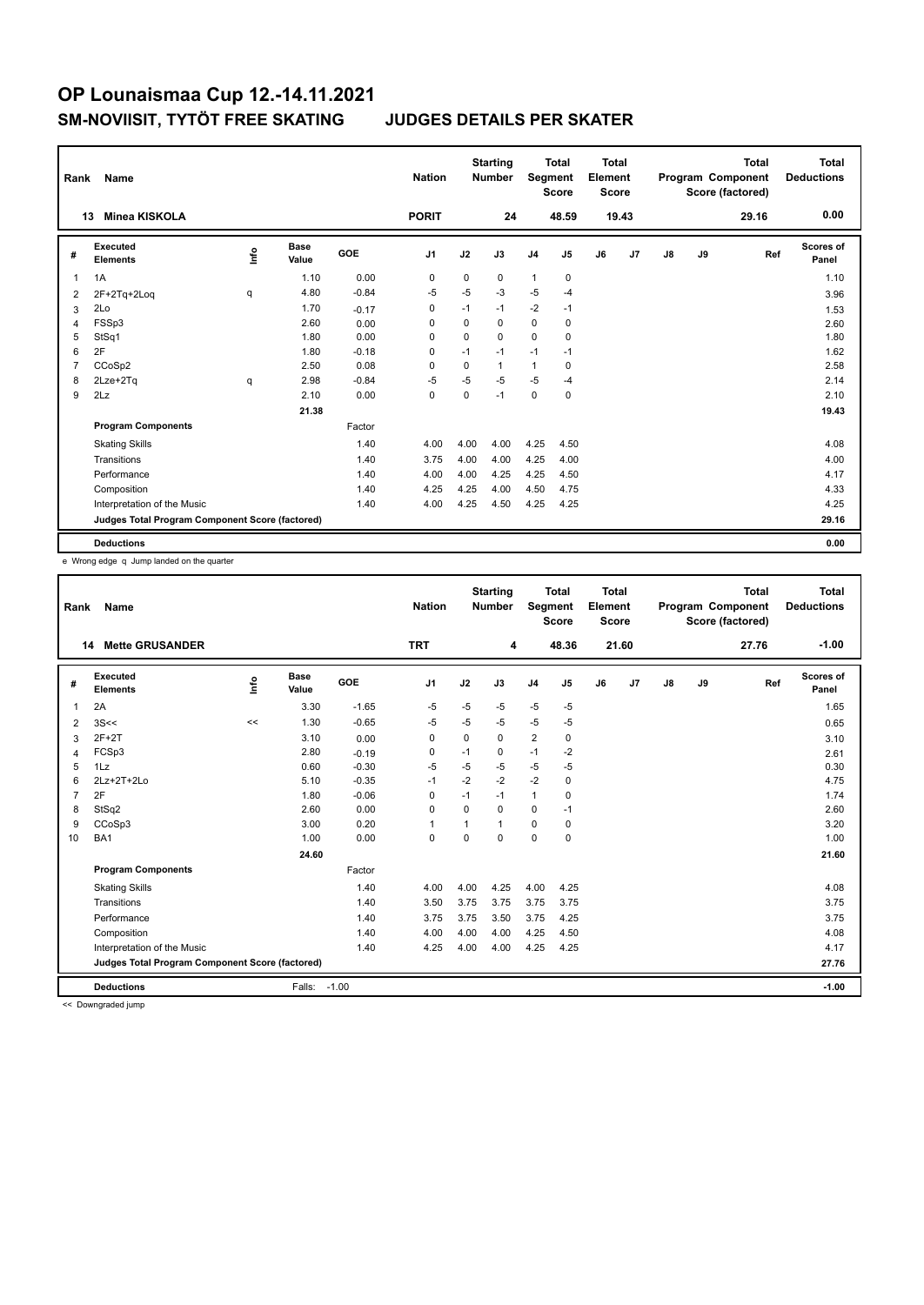# OP Lounaismaa Cup 12.-14.11.2021

## SM-NOVIISIT, TYTÖT FREE SKATING JUDGES DETAILS PER SKATER

| Rank | Name | Nation | Starting Number | Total Segment Score | Total Element Score | Total Program Component Score (factored) | Total Deductions |
|---|---|---|---|---|---|---|---|
| 13 | Minea KISKOLA | PORIT | 24 | 48.59 | 19.43 | 29.16 | 0.00 |

| # | Executed Elements | Info | Base Value | GOE | J1 | J2 | J3 | J4 | J5 | J6 | J7 | J8 | J9 | Ref | Scores of Panel |
|---|---|---|---|---|---|---|---|---|---|---|---|---|---|---|---|
| 1 | 1A | | 1.10 | 0.00 | 0 | 0 | 0 | 1 | 0 | | | | | | 1.10 |
| 2 | 2F+2Tq+2Loq | q | 4.80 | -0.84 | -5 | -5 | -3 | -5 | -4 | | | | | | 3.96 |
| 3 | 2Lo | | 1.70 | -0.17 | 0 | -1 | -1 | -2 | -1 | | | | | | 1.53 |
| 4 | FSSp3 | | 2.60 | 0.00 | 0 | 0 | 0 | 0 | 0 | | | | | | 2.60 |
| 5 | StSq1 | | 1.80 | 0.00 | 0 | 0 | 0 | 0 | 0 | | | | | | 1.80 |
| 6 | 2F | | 1.80 | -0.18 | 0 | -1 | -1 | -1 | -1 | | | | | | 1.62 |
| 7 | CCoSp2 | | 2.50 | 0.08 | 0 | 0 | 1 | 1 | 0 | | | | | | 2.58 |
| 8 | 2Lze+2Tq | q | 2.98 | -0.84 | -5 | -5 | -5 | -5 | -4 | | | | | | 2.14 |
| 9 | 2Lz | | 2.10 | 0.00 | 0 | 0 | -1 | 0 | 0 | | | | | | 2.10 |
| | | | 21.38 | | | | | | | | | | | | 19.43 |
| | **Program Components** | | | Factor | | | | | | | | | | | |
| | Skating Skills | | | 1.40 | 4.00 | 4.00 | 4.00 | 4.25 | 4.50 | | | | | | 4.08 |
| | Transitions | | | 1.40 | 3.75 | 4.00 | 4.00 | 4.25 | 4.00 | | | | | | 4.00 |
| | Performance | | | 1.40 | 4.00 | 4.00 | 4.25 | 4.25 | 4.50 | | | | | | 4.17 |
| | Composition | | | 1.40 | 4.25 | 4.25 | 4.00 | 4.50 | 4.75 | | | | | | 4.33 |
| | Interpretation of the Music | | | 1.40 | 4.00 | 4.25 | 4.50 | 4.25 | 4.25 | | | | | | 4.25 |
| | **Judges Total Program Component Score (factored)** | | | | | | | | | | | | | | 29.16 |
| | **Deductions** | | | | | | | | | | | | | | 0.00 |

e Wrong edge q Jump landed on the quarter

| Rank | Name | Nation | Starting Number | Total Segment Score | Total Element Score | Total Program Component Score (factored) | Total Deductions |
|---|---|---|---|---|---|---|---|
| 14 | Mette GRUSANDER | TRT | 4 | 48.36 | 21.60 | 27.76 | -1.00 |

| # | Executed Elements | Info | Base Value | GOE | J1 | J2 | J3 | J4 | J5 | J6 | J7 | J8 | J9 | Ref | Scores of Panel |
|---|---|---|---|---|---|---|---|---|---|---|---|---|---|---|---|
| 1 | 2A | | 3.30 | -1.65 | -5 | -5 | -5 | -5 | -5 | | | | | | 1.65 |
| 2 | 3S<< | << | 1.30 | -0.65 | -5 | -5 | -5 | -5 | -5 | | | | | | 0.65 |
| 3 | 2F+2T | | 3.10 | 0.00 | 0 | 0 | 0 | 2 | 0 | | | | | | 3.10 |
| 4 | FCSp3 | | 2.80 | -0.19 | 0 | -1 | 0 | -1 | -2 | | | | | | 2.61 |
| 5 | 1Lz | | 0.60 | -0.30 | -5 | -5 | -5 | -5 | -5 | | | | | | 0.30 |
| 6 | 2Lz+2T+2Lo | | 5.10 | -0.35 | -1 | -2 | -2 | -2 | 0 | | | | | | 4.75 |
| 7 | 2F | | 1.80 | -0.06 | 0 | -1 | -1 | 1 | 0 | | | | | | 1.74 |
| 8 | StSq2 | | 2.60 | 0.00 | 0 | 0 | 0 | 0 | -1 | | | | | | 2.60 |
| 9 | CCoSp3 | | 3.00 | 0.20 | 1 | 1 | 1 | 0 | 0 | | | | | | 3.20 |
| 10 | BA1 | | 1.00 | 0.00 | 0 | 0 | 0 | 0 | 0 | | | | | | 1.00 |
| | | | 24.60 | | | | | | | | | | | | 21.60 |
| | **Program Components** | | | Factor | | | | | | | | | | | |
| | Skating Skills | | | 1.40 | 4.00 | 4.00 | 4.25 | 4.00 | 4.25 | | | | | | 4.08 |
| | Transitions | | | 1.40 | 3.50 | 3.75 | 3.75 | 3.75 | 3.75 | | | | | | 3.75 |
| | Performance | | | 1.40 | 3.75 | 3.75 | 3.50 | 3.75 | 4.25 | | | | | | 3.75 |
| | Composition | | | 1.40 | 4.00 | 4.00 | 4.00 | 4.25 | 4.50 | | | | | | 4.08 |
| | Interpretation of the Music | | | 1.40 | 4.25 | 4.00 | 4.00 | 4.25 | 4.25 | | | | | | 4.17 |
| | **Judges Total Program Component Score (factored)** | | | | | | | | | | | | | | 27.76 |
| | **Deductions** | | Falls: | -1.00 | | | | | | | | | | | -1.00 |

<< Downgraded jump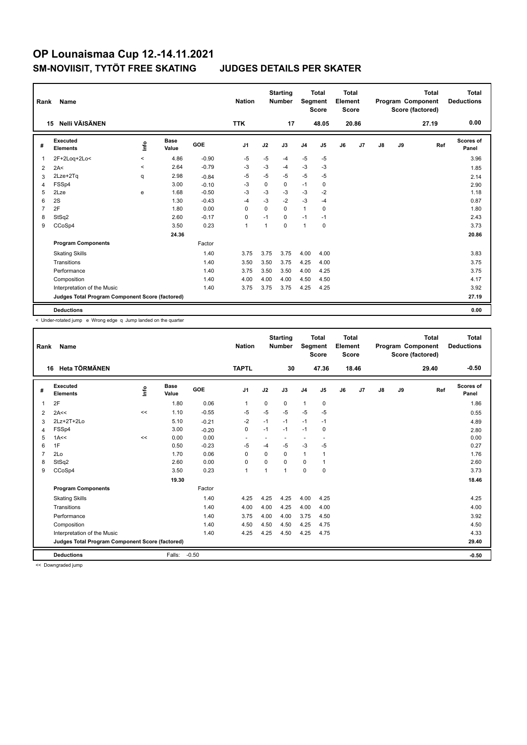# OP Lounaismaa Cup 12.-14.11.2021

## SM-NOVIISIT, TYTÖT FREE SKATING JUDGES DETAILS PER SKATER

| Rank | Name | Nation | Starting Number | Total Segment Score | Total Element Score | Total Program Component Score (factored) | Total Deductions |
|---|---|---|---|---|---|---|---|
| 15 | Nelli VÄISÄNEN | TTK | 17 | 48.05 | 20.86 | 27.19 | 0.00 |

| # | Executed Elements | Info | Base Value | GOE | J1 | J2 | J3 | J4 | J5 | J6 | J7 | J8 | J9 | Ref | Scores of Panel |
|---|---|---|---|---|---|---|---|---|---|---|---|---|---|---|---|
| 1 | 2F+2Loq+2Lo< | < | 4.86 | -0.90 | -5 | -5 | -4 | -5 | -5 | | | | | | 3.96 |
| 2 | 2A< | < | 2.64 | -0.79 | -3 | -3 | -4 | -3 | -3 | | | | | | 1.85 |
| 3 | 2Lze+2Tq | q | 2.98 | -0.84 | -5 | -5 | -5 | -5 | -5 | | | | | | 2.14 |
| 4 | FSSp4 | | 3.00 | -0.10 | -3 | 0 | 0 | -1 | 0 | | | | | | 2.90 |
| 5 | 2Lze | e | 1.68 | -0.50 | -3 | -3 | -3 | -3 | -2 | | | | | | 1.18 |
| 6 | 2S | | 1.30 | -0.43 | -4 | -3 | -2 | -3 | -4 | | | | | | 0.87 |
| 7 | 2F | | 1.80 | 0.00 | 0 | 0 | 0 | 1 | 0 | | | | | | 1.80 |
| 8 | StSq2 | | 2.60 | -0.17 | 0 | -1 | 0 | -1 | -1 | | | | | | 2.43 |
| 9 | CCoSp4 | | 3.50 | 0.23 | 1 | 1 | 0 | 1 | 0 | | | | | | 3.73 |
| | | | 24.36 | | | | | | | | | | | | 20.86 |
| | **Program Components** | | | Factor | | | | | | | | | | | |
| | Skating Skills | | | 1.40 | 3.75 | 3.75 | 3.75 | 4.00 | 4.00 | | | | | | 3.83 |
| | Transitions | | | 1.40 | 3.50 | 3.50 | 3.75 | 4.25 | 4.00 | | | | | | 3.75 |
| | Performance | | | 1.40 | 3.75 | 3.50 | 3.50 | 4.00 | 4.25 | | | | | | 3.75 |
| | Composition | | | 1.40 | 4.00 | 4.00 | 4.00 | 4.50 | 4.50 | | | | | | 4.17 |
| | Interpretation of the Music | | | 1.40 | 3.75 | 3.75 | 3.75 | 4.25 | 4.25 | | | | | | 3.92 |
| | **Judges Total Program Component Score (factored)** | | | | | | | | | | | | | | 27.19 |
| | **Deductions** | | | | | | | | | | | | | | 0.00 |

< Under-rotated jump e Wrong edge q Jump landed on the quarter

| Rank | Name | Nation | Starting Number | Total Segment Score | Total Element Score | Total Program Component Score (factored) | Total Deductions |
|---|---|---|---|---|---|---|---|
| 16 | Heta TÖRMÄNEN | TAPTL | 30 | 47.36 | 18.46 | 29.40 | -0.50 |

| # | Executed Elements | Info | Base Value | GOE | J1 | J2 | J3 | J4 | J5 | J6 | J7 | J8 | J9 | Ref | Scores of Panel |
|---|---|---|---|---|---|---|---|---|---|---|---|---|---|---|---|
| 1 | 2F | | 1.80 | 0.06 | 1 | 0 | 0 | 1 | 0 | | | | | | 1.86 |
| 2 | 2A<< | << | 1.10 | -0.55 | -5 | -5 | -5 | -5 | -5 | | | | | | 0.55 |
| 3 | 2Lz+2T+2Lo | | 5.10 | -0.21 | -2 | -1 | -1 | -1 | -1 | | | | | | 4.89 |
| 4 | FSSp4 | | 3.00 | -0.20 | 0 | -1 | -1 | -1 | 0 | | | | | | 2.80 |
| 5 | 1A<< | << | 0.00 | 0.00 | - | - | - | - | - | | | | | | 0.00 |
| 6 | 1F | | 0.50 | -0.23 | -5 | -4 | -5 | -3 | -5 | | | | | | 0.27 |
| 7 | 2Lo | | 1.70 | 0.06 | 0 | 0 | 0 | 1 | 1 | | | | | | 1.76 |
| 8 | StSq2 | | 2.60 | 0.00 | 0 | 0 | 0 | 0 | 1 | | | | | | 2.60 |
| 9 | CCoSp4 | | 3.50 | 0.23 | 1 | 1 | 1 | 0 | 0 | | | | | | 3.73 |
| | | | 19.30 | | | | | | | | | | | | 18.46 |
| | **Program Components** | | | Factor | | | | | | | | | | | |
| | Skating Skills | | | 1.40 | 4.25 | 4.25 | 4.25 | 4.00 | 4.25 | | | | | | 4.25 |
| | Transitions | | | 1.40 | 4.00 | 4.00 | 4.25 | 4.00 | 4.00 | | | | | | 4.00 |
| | Performance | | | 1.40 | 3.75 | 4.00 | 4.00 | 3.75 | 4.50 | | | | | | 3.92 |
| | Composition | | | 1.40 | 4.50 | 4.50 | 4.50 | 4.25 | 4.75 | | | | | | 4.50 |
| | Interpretation of the Music | | | 1.40 | 4.25 | 4.25 | 4.50 | 4.25 | 4.75 | | | | | | 4.33 |
| | **Judges Total Program Component Score (factored)** | | | | | | | | | | | | | | 29.40 |
| | **Deductions** | | Falls: | -0.50 | | | | | | | | | | | -0.50 |

<< Downgraded jump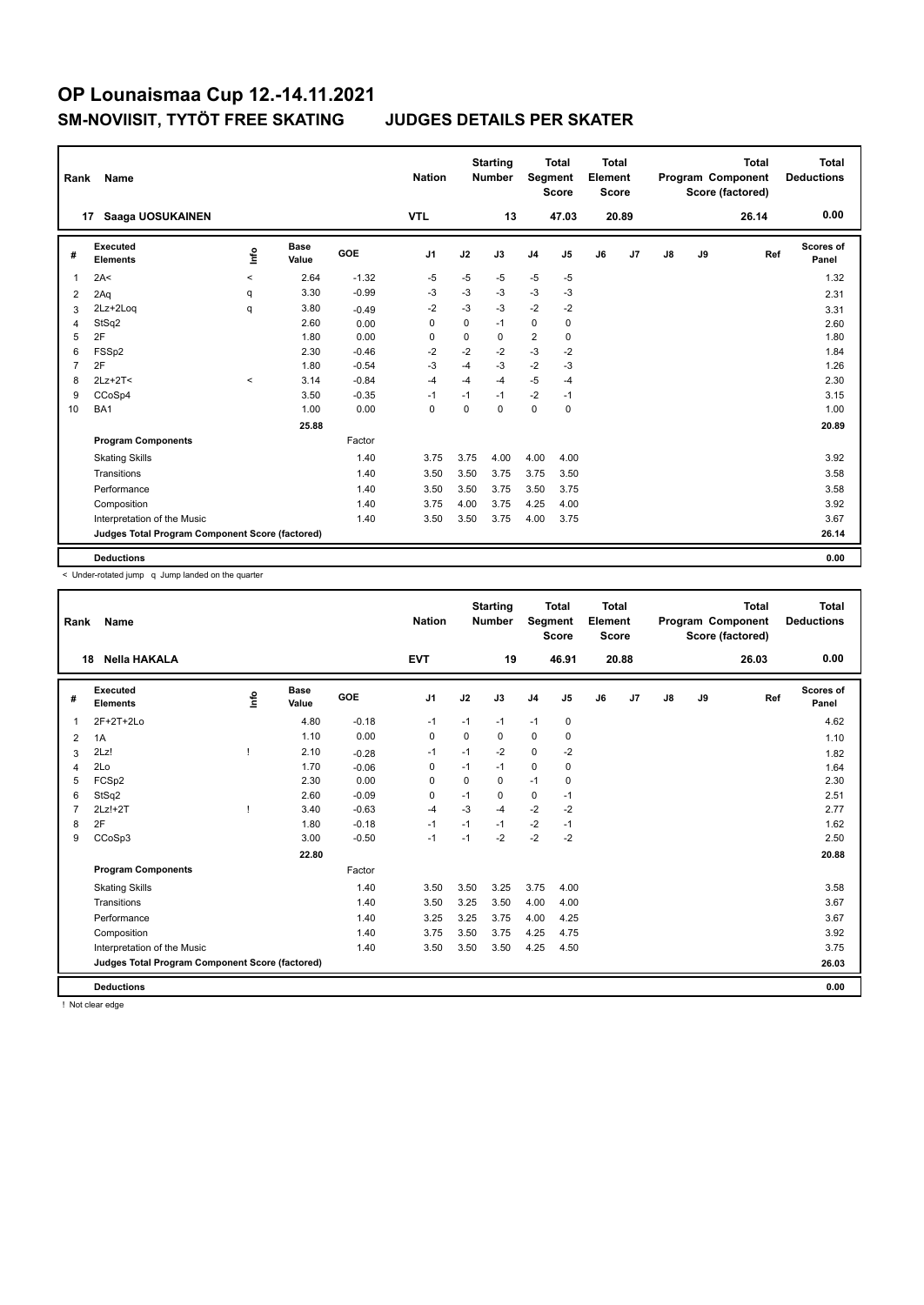# OP Lounaismaa Cup 12.-14.11.2021

## SM-NOVIISIT, TYTÖT FREE SKATING JUDGES DETAILS PER SKATER

| Rank | Name | Nation | Starting Number | Total Segment Score | Total Element Score | Total Program Component Score (factored) | Total Deductions |
|---|---|---|---|---|---|---|---|
| 17 | Saaga UOSUKAINEN | VTL | 13 | 47.03 | 20.89 | 26.14 | 0.00 |

| # | Executed Elements | Info | Base Value | GOE | J1 | J2 | J3 | J4 | J5 | J6 | J7 | J8 | J9 | Ref | Scores of Panel |
|---|---|---|---|---|---|---|---|---|---|---|---|---|---|---|---|
| 1 | 2A< | < | 2.64 | -1.32 | -5 | -5 | -5 | -5 | -5 | | | | | | 1.32 |
| 2 | 2Aq | q | 3.30 | -0.99 | -3 | -3 | -3 | -3 | -3 | | | | | | 2.31 |
| 3 | 2Lz+2Loq | q | 3.80 | -0.49 | -2 | -3 | -3 | -2 | -2 | | | | | | 3.31 |
| 4 | StSq2 | | 2.60 | 0.00 | 0 | 0 | -1 | 0 | 0 | | | | | | 2.60 |
| 5 | 2F | | 1.80 | 0.00 | 0 | 0 | 0 | 2 | 0 | | | | | | 1.80 |
| 6 | FSSp2 | | 2.30 | -0.46 | -2 | -2 | -2 | -3 | -2 | | | | | | 1.84 |
| 7 | 2F | | 1.80 | -0.54 | -3 | -4 | -3 | -2 | -3 | | | | | | 1.26 |
| 8 | 2Lz+2T< | < | 3.14 | -0.84 | -4 | -4 | -4 | -5 | -4 | | | | | | 2.30 |
| 9 | CCoSp4 | | 3.50 | -0.35 | -1 | -1 | -1 | -2 | -1 | | | | | | 3.15 |
| 10 | BA1 | | 1.00 | 0.00 | 0 | 0 | 0 | 0 | 0 | | | | | | 1.00 |
| | | | 25.88 | | | | | | | | | | | | 20.89 |
| | **Program Components** | | | Factor | | | | | | | | | | | |
| | Skating Skills | | | 1.40 | 3.75 | 3.75 | 4.00 | 4.00 | 4.00 | | | | | | 3.92 |
| | Transitions | | | 1.40 | 3.50 | 3.50 | 3.75 | 3.75 | 3.50 | | | | | | 3.58 |
| | Performance | | | 1.40 | 3.50 | 3.50 | 3.75 | 3.50 | 3.75 | | | | | | 3.58 |
| | Composition | | | 1.40 | 3.75 | 4.00 | 3.75 | 4.25 | 4.00 | | | | | | 3.92 |
| | Interpretation of the Music | | | 1.40 | 3.50 | 3.50 | 3.75 | 4.00 | 3.75 | | | | | | 3.67 |
| | **Judges Total Program Component Score (factored)** | | | | | | | | | | | | | | 26.14 |
| | **Deductions** | | | | | | | | | | | | | | 0.00 |

< Under-rotated jump q Jump landed on the quarter

| Rank | Name | Nation | Starting Number | Total Segment Score | Total Element Score | Total Program Component Score (factored) | Total Deductions |
|---|---|---|---|---|---|---|---|
| 18 | Nella HAKALA | EVT | 19 | 46.91 | 20.88 | 26.03 | 0.00 |

| # | Executed Elements | Info | Base Value | GOE | J1 | J2 | J3 | J4 | J5 | J6 | J7 | J8 | J9 | Ref | Scores of Panel |
|---|---|---|---|---|---|---|---|---|---|---|---|---|---|---|---|
| 1 | 2F+2T+2Lo | | 4.80 | -0.18 | -1 | -1 | -1 | -1 | 0 | | | | | | 4.62 |
| 2 | 1A | | 1.10 | 0.00 | 0 | 0 | 0 | 0 | 0 | | | | | | 1.10 |
| 3 | 2Lz! | ! | 2.10 | -0.28 | -1 | -1 | -2 | 0 | -2 | | | | | | 1.82 |
| 4 | 2Lo | | 1.70 | -0.06 | 0 | -1 | -1 | 0 | 0 | | | | | | 1.64 |
| 5 | FCSp2 | | 2.30 | 0.00 | 0 | 0 | 0 | -1 | 0 | | | | | | 2.30 |
| 6 | StSq2 | | 2.60 | -0.09 | 0 | -1 | 0 | 0 | -1 | | | | | | 2.51 |
| 7 | 2Lz!+2T | ! | 3.40 | -0.63 | -4 | -3 | -4 | -2 | -2 | | | | | | 2.77 |
| 8 | 2F | | 1.80 | -0.18 | -1 | -1 | -1 | -2 | -1 | | | | | | 1.62 |
| 9 | CCoSp3 | | 3.00 | -0.50 | -1 | -1 | -2 | -2 | -2 | | | | | | 2.50 |
| | | | 22.80 | | | | | | | | | | | | 20.88 |
| | **Program Components** | | | Factor | | | | | | | | | | | |
| | Skating Skills | | | 1.40 | 3.50 | 3.50 | 3.25 | 3.75 | 4.00 | | | | | | 3.58 |
| | Transitions | | | 1.40 | 3.50 | 3.25 | 3.50 | 4.00 | 4.00 | | | | | | 3.67 |
| | Performance | | | 1.40 | 3.25 | 3.25 | 3.75 | 4.00 | 4.25 | | | | | | 3.67 |
| | Composition | | | 1.40 | 3.75 | 3.50 | 3.75 | 4.25 | 4.75 | | | | | | 3.92 |
| | Interpretation of the Music | | | 1.40 | 3.50 | 3.50 | 3.50 | 4.25 | 4.50 | | | | | | 3.75 |
| | **Judges Total Program Component Score (factored)** | | | | | | | | | | | | | | 26.03 |
| | **Deductions** | | | | | | | | | | | | | | 0.00 |

! Not clear edge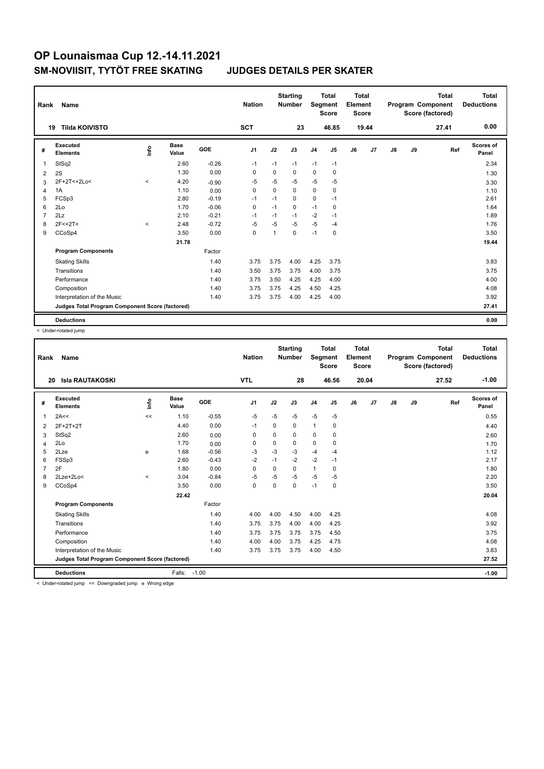# OP Lounaismaa Cup 12.-14.11.2021

## SM-NOVIISIT, TYTÖT FREE SKATING JUDGES DETAILS PER SKATER

| Rank | Name | Nation | Starting Number | Total Segment Score | Total Element Score | Total Program Component Score (factored) | Total Deductions |
|---|---|---|---|---|---|---|---|
| 19 | Tilda KOIVISTO | SCT | 23 | 46.85 | 19.44 | 27.41 | 0.00 |

| # | Executed Elements | Info | Base Value | GOE | J1 | J2 | J3 | J4 | J5 | J6 | J7 | J8 | J9 | Ref | Scores of Panel |
|---|---|---|---|---|---|---|---|---|---|---|---|---|---|---|---|
| 1 | StSq2 | | 2.60 | -0.26 | -1 | -1 | -1 | -1 | -1 | | | | | | 2.34 |
| 2 | 2S | | 1.30 | 0.00 | 0 | 0 | 0 | 0 | 0 | | | | | | 1.30 |
| 3 | 2F+2T<+2Lo< | < | 4.20 | -0.90 | -5 | -5 | -5 | -5 | -5 | | | | | | 3.30 |
| 4 | 1A | | 1.10 | 0.00 | 0 | 0 | 0 | 0 | 0 | | | | | | 1.10 |
| 5 | FCSp3 | | 2.80 | -0.19 | -1 | -1 | 0 | 0 | -1 | | | | | | 2.61 |
| 6 | 2Lo | | 1.70 | -0.06 | 0 | -1 | 0 | -1 | 0 | | | | | | 1.64 |
| 7 | 2Lz | | 2.10 | -0.21 | -1 | -1 | -1 | -2 | -1 | | | | | | 1.89 |
| 8 | 2F<+2T< | < | 2.48 | -0.72 | -5 | -5 | -5 | -5 | -4 | | | | | | 1.76 |
| 9 | CCoSp4 | | 3.50 | 0.00 | 0 | 1 | 0 | -1 | 0 | | | | | | 3.50 |
| | | | 21.78 | | | | | | | | | | | | 19.44 |
| | **Program Components** | | | Factor | | | | | | | | | | | |
| | Skating Skills | | | 1.40 | 3.75 | 3.75 | 4.00 | 4.25 | 3.75 | | | | | | 3.83 |
| | Transitions | | | 1.40 | 3.50 | 3.75 | 3.75 | 4.00 | 3.75 | | | | | | 3.75 |
| | Performance | | | 1.40 | 3.75 | 3.50 | 4.25 | 4.25 | 4.00 | | | | | | 4.00 |
| | Composition | | | 1.40 | 3.75 | 3.75 | 4.25 | 4.50 | 4.25 | | | | | | 4.08 |
| | Interpretation of the Music | | | 1.40 | 3.75 | 3.75 | 4.00 | 4.25 | 4.00 | | | | | | 3.92 |
| | **Judges Total Program Component Score (factored)** | | | | | | | | | | | | | | 27.41 |
| | **Deductions** | | | | | | | | | | | | | | 0.00 |

< Under-rotated jump

| Rank | Name | Nation | Starting Number | Total Segment Score | Total Element Score | Total Program Component Score (factored) | Total Deductions |
|---|---|---|---|---|---|---|---|
| 20 | Isla RAUTAKOSKI | VTL | 28 | 46.56 | 20.04 | 27.52 | -1.00 |

| # | Executed Elements | Info | Base Value | GOE | J1 | J2 | J3 | J4 | J5 | J6 | J7 | J8 | J9 | Ref | Scores of Panel |
|---|---|---|---|---|---|---|---|---|---|---|---|---|---|---|---|
| 1 | 2A<< | << | 1.10 | -0.55 | -5 | -5 | -5 | -5 | -5 | | | | | | 0.55 |
| 2 | 2F+2T+2T | | 4.40 | 0.00 | -1 | 0 | 0 | 1 | 0 | | | | | | 4.40 |
| 3 | StSq2 | | 2.60 | 0.00 | 0 | 0 | 0 | 0 | 0 | | | | | | 2.60 |
| 4 | 2Lo | | 1.70 | 0.00 | 0 | 0 | 0 | 0 | 0 | | | | | | 1.70 |
| 5 | 2Lze | e | 1.68 | -0.56 | -3 | -3 | -3 | -4 | -4 | | | | | | 1.12 |
| 6 | FSSp3 | | 2.60 | -0.43 | -2 | -1 | -2 | -2 | -1 | | | | | | 2.17 |
| 7 | 2F | | 1.80 | 0.00 | 0 | 0 | 0 | 1 | 0 | | | | | | 1.80 |
| 8 | 2Lze+2Lo< | < | 3.04 | -0.84 | -5 | -5 | -5 | -5 | -5 | | | | | | 2.20 |
| 9 | CCoSp4 | | 3.50 | 0.00 | 0 | 0 | 0 | -1 | 0 | | | | | | 3.50 |
| | | | 22.42 | | | | | | | | | | | | 20.04 |
| | **Program Components** | | | Factor | | | | | | | | | | | |
| | Skating Skills | | | 1.40 | 4.00 | 4.00 | 4.50 | 4.00 | 4.25 | | | | | | 4.08 |
| | Transitions | | | 1.40 | 3.75 | 3.75 | 4.00 | 4.00 | 4.25 | | | | | | 3.92 |
| | Performance | | | 1.40 | 3.75 | 3.75 | 3.75 | 3.75 | 4.50 | | | | | | 3.75 |
| | Composition | | | 1.40 | 4.00 | 4.00 | 3.75 | 4.25 | 4.75 | | | | | | 4.08 |
| | Interpretation of the Music | | | 1.40 | 3.75 | 3.75 | 3.75 | 4.00 | 4.50 | | | | | | 3.83 |
| | **Judges Total Program Component Score (factored)** | | | | | | | | | | | | | | 27.52 |
| | **Deductions** | | Falls: -1.00 | | | | | | | | | | | | -1.00 |

< Under-rotated jump << Downgraded jump e Wrong edge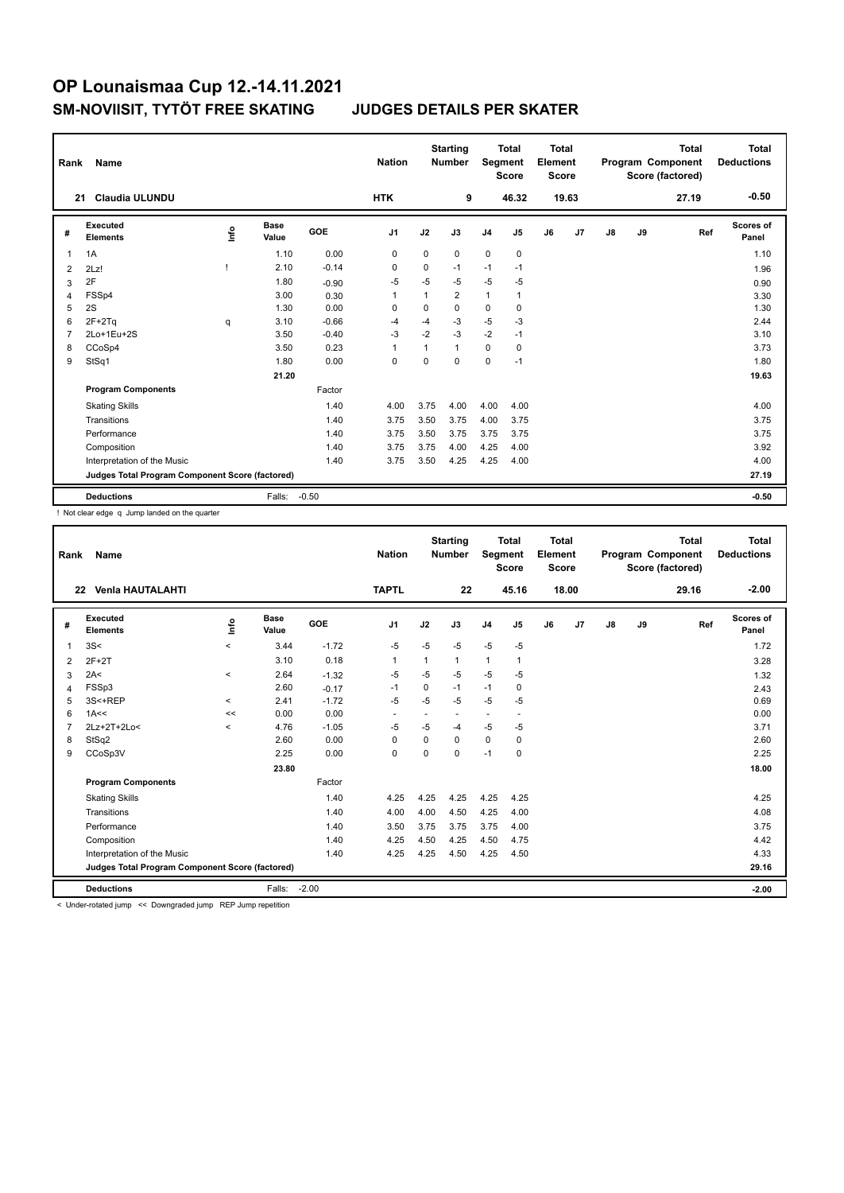# OP Lounaismaa Cup 12.-14.11.2021

## SM-NOVIISIT, TYTÖT FREE SKATING JUDGES DETAILS PER SKATER

| Rank | Name | Nation | Starting Number | Total Segment Score | Total Element Score | Total Program Component Score (factored) | Total Deductions |
|---|---|---|---|---|---|---|---|
| 21 | Claudia ULUNDU | HTK | 9 | 46.32 | 19.63 | 27.19 | -0.50 |

| # | Executed Elements | Info | Base Value | GOE | J1 | J2 | J3 | J4 | J5 | J6 | J7 | J8 | J9 | Ref | Scores of Panel |
|---|---|---|---|---|---|---|---|---|---|---|---|---|---|---|---|
| 1 | 1A | | 1.10 | 0.00 | 0 | 0 | 0 | 0 | 0 | | | | | | 1.10 |
| 2 | 2Lz! | ! | 2.10 | -0.14 | 0 | 0 | -1 | -1 | -1 | | | | | | 1.96 |
| 3 | 2F | | 1.80 | -0.90 | -5 | -5 | -5 | -5 | -5 | | | | | | 0.90 |
| 4 | FSSp4 | | 3.00 | 0.30 | 1 | 1 | 2 | 1 | 1 | | | | | | 3.30 |
| 5 | 2S | | 1.30 | 0.00 | 0 | 0 | 0 | 0 | 0 | | | | | | 1.30 |
| 6 | 2F+2Tq | q | 3.10 | -0.66 | -4 | -4 | -3 | -5 | -3 | | | | | | 2.44 |
| 7 | 2Lo+1Eu+2S | | 3.50 | -0.40 | -3 | -2 | -3 | -2 | -1 | | | | | | 3.10 |
| 8 | CCoSp4 | | 3.50 | 0.23 | 1 | 1 | 1 | 0 | 0 | | | | | | 3.73 |
| 9 | StSq1 | | 1.80 | 0.00 | 0 | 0 | 0 | 0 | -1 | | | | | | 1.80 |
| | | | 21.20 | | | | | | | | | | | | 19.63 |
| | **Program Components** | | | Factor | | | | | | | | | | | |
| | Skating Skills | | | 1.40 | 4.00 | 3.75 | 4.00 | 4.00 | 4.00 | | | | | | 4.00 |
| | Transitions | | | 1.40 | 3.75 | 3.50 | 3.75 | 4.00 | 3.75 | | | | | | 3.75 |
| | Performance | | | 1.40 | 3.75 | 3.50 | 3.75 | 3.75 | 3.75 | | | | | | 3.75 |
| | Composition | | | 1.40 | 3.75 | 3.75 | 4.00 | 4.25 | 4.00 | | | | | | 3.92 |
| | Interpretation of the Music | | | 1.40 | 3.75 | 3.50 | 4.25 | 4.25 | 4.00 | | | | | | 4.00 |
| | **Judges Total Program Component Score (factored)** | | | | | | | | | | | | | | 27.19 |
| | **Deductions** | | Falls: | -0.50 | | | | | | | | | | | -0.50 |

! Not clear edge q Jump landed on the quarter

| Rank | Name | Nation | Starting Number | Total Segment Score | Total Element Score | Total Program Component Score (factored) | Total Deductions |
|---|---|---|---|---|---|---|---|
| 22 | Venla HAUTALAHTI | TAPTL | 22 | 45.16 | 18.00 | 29.16 | -2.00 |

| # | Executed Elements | Info | Base Value | GOE | J1 | J2 | J3 | J4 | J5 | J6 | J7 | J8 | J9 | Ref | Scores of Panel |
|---|---|---|---|---|---|---|---|---|---|---|---|---|---|---|---|
| 1 | 3S< | < | 3.44 | -1.72 | -5 | -5 | -5 | -5 | -5 | | | | | | 1.72 |
| 2 | 2F+2T | | 3.10 | 0.18 | 1 | 1 | 1 | 1 | 1 | | | | | | 3.28 |
| 3 | 2A< | < | 2.64 | -1.32 | -5 | -5 | -5 | -5 | -5 | | | | | | 1.32 |
| 4 | FSSp3 | | 2.60 | -0.17 | -1 | 0 | -1 | -1 | 0 | | | | | | 2.43 |
| 5 | 3S<+REP | < | 2.41 | -1.72 | -5 | -5 | -5 | -5 | -5 | | | | | | 0.69 |
| 6 | 1A<< | << | 0.00 | 0.00 | - | - | - | - | - | | | | | | 0.00 |
| 7 | 2Lz+2T+2Lo< | < | 4.76 | -1.05 | -5 | -5 | -4 | -5 | -5 | | | | | | 3.71 |
| 8 | StSq2 | | 2.60 | 0.00 | 0 | 0 | 0 | 0 | 0 | | | | | | 2.60 |
| 9 | CCoSp3V | | 2.25 | 0.00 | 0 | 0 | 0 | -1 | 0 | | | | | | 2.25 |
| | | | 23.80 | | | | | | | | | | | | 18.00 |
| | **Program Components** | | | Factor | | | | | | | | | | | |
| | Skating Skills | | | 1.40 | 4.25 | 4.25 | 4.25 | 4.25 | 4.25 | | | | | | 4.25 |
| | Transitions | | | 1.40 | 4.00 | 4.00 | 4.50 | 4.25 | 4.00 | | | | | | 4.08 |
| | Performance | | | 1.40 | 3.50 | 3.75 | 3.75 | 3.75 | 4.00 | | | | | | 3.75 |
| | Composition | | | 1.40 | 4.25 | 4.50 | 4.25 | 4.50 | 4.75 | | | | | | 4.42 |
| | Interpretation of the Music | | | 1.40 | 4.25 | 4.25 | 4.50 | 4.25 | 4.50 | | | | | | 4.33 |
| | **Judges Total Program Component Score (factored)** | | | | | | | | | | | | | | 29.16 |
| | **Deductions** | | Falls: | -2.00 | | | | | | | | | | | -2.00 |

< Under-rotated jump << Downgraded jump REP Jump repetition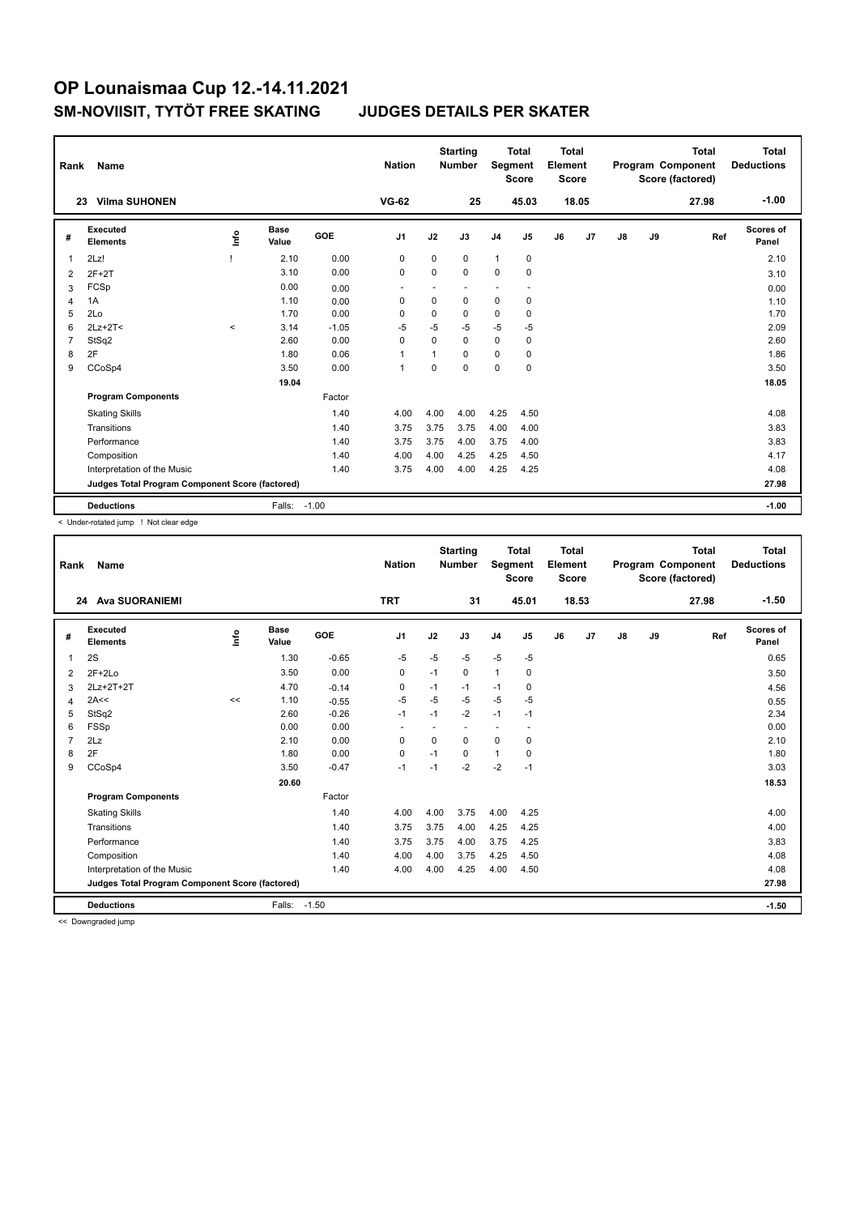# OP Lounaismaa Cup 12.-14.11.2021

## SM-NOVIISIT, TYTÖT FREE SKATING    JUDGES DETAILS PER SKATER

| Rank | Name | | | | Nation | | Starting Number | | Total Segment Score | Total Element Score | | | | Total Program Component Score (factored) | Total Deductions |
|---|---|---|---|---|---|---|---|---|---|---|---|---|---|---|---|
| 23 | Vilma SUHONEN | | | | VG-62 | | 25 | | 45.03 | 18.05 | | | | 27.98 | -1.00 |

| # | Executed Elements | Info | Base Value | GOE | J1 | J2 | J3 | J4 | J5 | J6 | J7 | J8 | J9 | Ref | Scores of Panel |
|---|---|---|---|---|---|---|---|---|---|---|---|---|---|---|---|
| 1 | 2Lz! | ! | 2.10 | 0.00 | 0 | 0 | 0 | 1 | 0 | | | | | | 2.10 |
| 2 | 2F+2T | | 3.10 | 0.00 | 0 | 0 | 0 | 0 | 0 | | | | | | 3.10 |
| 3 | FCSp | | 0.00 | 0.00 | - | - | - | - | - | | | | | | 0.00 |
| 4 | 1A | | 1.10 | 0.00 | 0 | 0 | 0 | 0 | 0 | | | | | | 1.10 |
| 5 | 2Lo | | 1.70 | 0.00 | 0 | 0 | 0 | 0 | 0 | | | | | | 1.70 |
| 6 | 2Lz+2T< | < | 3.14 | -1.05 | -5 | -5 | -5 | -5 | -5 | | | | | | 2.09 |
| 7 | StSq2 | | 2.60 | 0.00 | 0 | 0 | 0 | 0 | 0 | | | | | | 2.60 |
| 8 | 2F | | 1.80 | 0.06 | 1 | 1 | 0 | 0 | 0 | | | | | | 1.86 |
| 9 | CCoSp4 | | 3.50 | 0.00 | 1 | 0 | 0 | 0 | 0 | | | | | | 3.50 |
| | | | 19.04 | | | | | | | | | | | | 18.05 |
| | **Program Components** | | | Factor | | | | | | | | | | | |
| | Skating Skills | | | 1.40 | 4.00 | 4.00 | 4.00 | 4.25 | 4.50 | | | | | | 4.08 |
| | Transitions | | | 1.40 | 3.75 | 3.75 | 3.75 | 4.00 | 4.00 | | | | | | 3.83 |
| | Performance | | | 1.40 | 3.75 | 3.75 | 4.00 | 3.75 | 4.00 | | | | | | 3.83 |
| | Composition | | | 1.40 | 4.00 | 4.00 | 4.25 | 4.25 | 4.50 | | | | | | 4.17 |
| | Interpretation of the Music | | | 1.40 | 3.75 | 4.00 | 4.00 | 4.25 | 4.25 | | | | | | 4.08 |
| | **Judges Total Program Component Score (factored)** | | | | | | | | | | | | | | 27.98 |
| | **Deductions** | | Falls: | -1.00 | | | | | | | | | | | -1.00 |

< Under-rotated jump ! Not clear edge

| Rank | Name | | | | Nation | | Starting Number | | Total Segment Score | Total Element Score | | | | Total Program Component Score (factored) | Total Deductions |
|---|---|---|---|---|---|---|---|---|---|---|---|---|---|---|---|
| 24 | Ava SUORANIEMI | | | | TRT | | 31 | | 45.01 | 18.53 | | | | 27.98 | -1.50 |

| # | Executed Elements | Info | Base Value | GOE | J1 | J2 | J3 | J4 | J5 | J6 | J7 | J8 | J9 | Ref | Scores of Panel |
|---|---|---|---|---|---|---|---|---|---|---|---|---|---|---|---|
| 1 | 2S | | 1.30 | -0.65 | -5 | -5 | -5 | -5 | -5 | | | | | | 0.65 |
| 2 | 2F+2Lo | | 3.50 | 0.00 | 0 | -1 | 0 | 1 | 0 | | | | | | 3.50 |
| 3 | 2Lz+2T+2T | | 4.70 | -0.14 | 0 | -1 | -1 | -1 | 0 | | | | | | 4.56 |
| 4 | 2A<< | << | 1.10 | -0.55 | -5 | -5 | -5 | -5 | -5 | | | | | | 0.55 |
| 5 | StSq2 | | 2.60 | -0.26 | -1 | -1 | -2 | -1 | -1 | | | | | | 2.34 |
| 6 | FSSp | | 0.00 | 0.00 | - | - | - | - | - | | | | | | 0.00 |
| 7 | 2Lz | | 2.10 | 0.00 | 0 | 0 | 0 | 0 | 0 | | | | | | 2.10 |
| 8 | 2F | | 1.80 | 0.00 | 0 | -1 | 0 | 1 | 0 | | | | | | 1.80 |
| 9 | CCoSp4 | | 3.50 | -0.47 | -1 | -1 | -2 | -2 | -1 | | | | | | 3.03 |
| | | | 20.60 | | | | | | | | | | | | 18.53 |
| | **Program Components** | | | Factor | | | | | | | | | | | |
| | Skating Skills | | | 1.40 | 4.00 | 4.00 | 3.75 | 4.00 | 4.25 | | | | | | 4.00 |
| | Transitions | | | 1.40 | 3.75 | 3.75 | 4.00 | 4.25 | 4.25 | | | | | | 4.00 |
| | Performance | | | 1.40 | 3.75 | 3.75 | 4.00 | 3.75 | 4.25 | | | | | | 3.83 |
| | Composition | | | 1.40 | 4.00 | 4.00 | 3.75 | 4.25 | 4.50 | | | | | | 4.08 |
| | Interpretation of the Music | | | 1.40 | 4.00 | 4.00 | 4.25 | 4.00 | 4.50 | | | | | | 4.08 |
| | **Judges Total Program Component Score (factored)** | | | | | | | | | | | | | | 27.98 |
| | **Deductions** | | Falls: | -1.50 | | | | | | | | | | | -1.50 |

<< Downgraded jump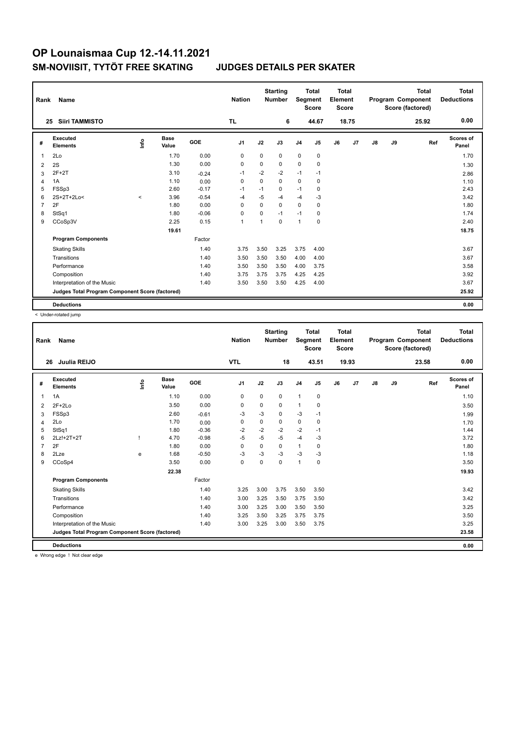# OP Lounaismaa Cup 12.-14.11.2021

## SM-NOVIISIT, TYTÖT FREE SKATING JUDGES DETAILS PER SKATER

| Rank | Name | | | | Nation | | Starting Number | | Total Segment Score | Total Element Score | | | | Total Program Component Score (factored) | Total Deductions |
|---|---|---|---|---|---|---|---|---|---|---|---|---|---|---|---|
| 25 | Siiri TAMMISTO | | | | TL | | 6 | | 44.67 | 18.75 | | | | 25.92 | 0.00 |

| # | Executed Elements | Info | Base Value | GOE | J1 | J2 | J3 | J4 | J5 | J6 | J7 | J8 | J9 | Ref | Scores of Panel |
|---|---|---|---|---|---|---|---|---|---|---|---|---|---|---|---|
| 1 | 2Lo | | 1.70 | 0.00 | 0 | 0 | 0 | 0 | 0 | | | | | | 1.70 |
| 2 | 2S | | 1.30 | 0.00 | 0 | 0 | 0 | 0 | 0 | | | | | | 1.30 |
| 3 | 2F+2T | | 3.10 | -0.24 | -1 | -2 | -2 | -1 | -1 | | | | | | 2.86 |
| 4 | 1A | | 1.10 | 0.00 | 0 | 0 | 0 | 0 | 0 | | | | | | 1.10 |
| 5 | FSSp3 | | 2.60 | -0.17 | -1 | -1 | 0 | -1 | 0 | | | | | | 2.43 |
| 6 | 2S+2T+2Lo< | < | 3.96 | -0.54 | -4 | -5 | -4 | -4 | -3 | | | | | | 3.42 |
| 7 | 2F | | 1.80 | 0.00 | 0 | 0 | 0 | 0 | 0 | | | | | | 1.80 |
| 8 | StSq1 | | 1.80 | -0.06 | 0 | 0 | -1 | -1 | 0 | | | | | | 1.74 |
| 9 | CCoSp3V | | 2.25 | 0.15 | 1 | 1 | 0 | 1 | 0 | | | | | | 2.40 |
| | | | 19.61 | | | | | | | | | | | | 18.75 |
| | **Program Components** | | | Factor | | | | | | | | | | | |
| | Skating Skills | | | 1.40 | 3.75 | 3.50 | 3.25 | 3.75 | 4.00 | | | | | | 3.67 |
| | Transitions | | | 1.40 | 3.50 | 3.50 | 3.50 | 4.00 | 4.00 | | | | | | 3.67 |
| | Performance | | | 1.40 | 3.50 | 3.50 | 3.50 | 4.00 | 3.75 | | | | | | 3.58 |
| | Composition | | | 1.40 | 3.75 | 3.75 | 3.75 | 4.25 | 4.25 | | | | | | 3.92 |
| | Interpretation of the Music | | | 1.40 | 3.50 | 3.50 | 3.50 | 4.25 | 4.00 | | | | | | 3.67 |
| | **Judges Total Program Component Score (factored)** | | | | | | | | | | | | | | 25.92 |
| | **Deductions** | | | | | | | | | | | | | | 0.00 |

< Under-rotated jump

| Rank | Name | | | | Nation | | Starting Number | | Total Segment Score | Total Element Score | | | | Total Program Component Score (factored) | Total Deductions |
|---|---|---|---|---|---|---|---|---|---|---|---|---|---|---|---|
| 26 | Juulia REIJO | | | | VTL | | 18 | | 43.51 | 19.93 | | | | 23.58 | 0.00 |

| # | Executed Elements | Info | Base Value | GOE | J1 | J2 | J3 | J4 | J5 | J6 | J7 | J8 | J9 | Ref | Scores of Panel |
|---|---|---|---|---|---|---|---|---|---|---|---|---|---|---|---|
| 1 | 1A | | 1.10 | 0.00 | 0 | 0 | 0 | 1 | 0 | | | | | | 1.10 |
| 2 | 2F+2Lo | | 3.50 | 0.00 | 0 | 0 | 0 | 1 | 0 | | | | | | 3.50 |
| 3 | FSSp3 | | 2.60 | -0.61 | -3 | -3 | 0 | -3 | -1 | | | | | | 1.99 |
| 4 | 2Lo | | 1.70 | 0.00 | 0 | 0 | 0 | 0 | 0 | | | | | | 1.70 |
| 5 | StSq1 | | 1.80 | -0.36 | -2 | -2 | -2 | -2 | -1 | | | | | | 1.44 |
| 6 | 2Lz!+2T+2T | ! | 4.70 | -0.98 | -5 | -5 | -5 | -4 | -3 | | | | | | 3.72 |
| 7 | 2F | | 1.80 | 0.00 | 0 | 0 | 0 | 1 | 0 | | | | | | 1.80 |
| 8 | 2Lze | e | 1.68 | -0.50 | -3 | -3 | -3 | -3 | -3 | | | | | | 1.18 |
| 9 | CCoSp4 | | 3.50 | 0.00 | 0 | 0 | 0 | 1 | 0 | | | | | | 3.50 |
| | | | 22.38 | | | | | | | | | | | | 19.93 |
| | **Program Components** | | | Factor | | | | | | | | | | | |
| | Skating Skills | | | 1.40 | 3.25 | 3.00 | 3.75 | 3.50 | 3.50 | | | | | | 3.42 |
| | Transitions | | | 1.40 | 3.00 | 3.25 | 3.50 | 3.75 | 3.50 | | | | | | 3.42 |
| | Performance | | | 1.40 | 3.00 | 3.25 | 3.00 | 3.50 | 3.50 | | | | | | 3.25 |
| | Composition | | | 1.40 | 3.25 | 3.50 | 3.25 | 3.75 | 3.75 | | | | | | 3.50 |
| | Interpretation of the Music | | | 1.40 | 3.00 | 3.25 | 3.00 | 3.50 | 3.75 | | | | | | 3.25 |
| | **Judges Total Program Component Score (factored)** | | | | | | | | | | | | | | 23.58 |
| | **Deductions** | | | | | | | | | | | | | | 0.00 |

e Wrong edge ! Not clear edge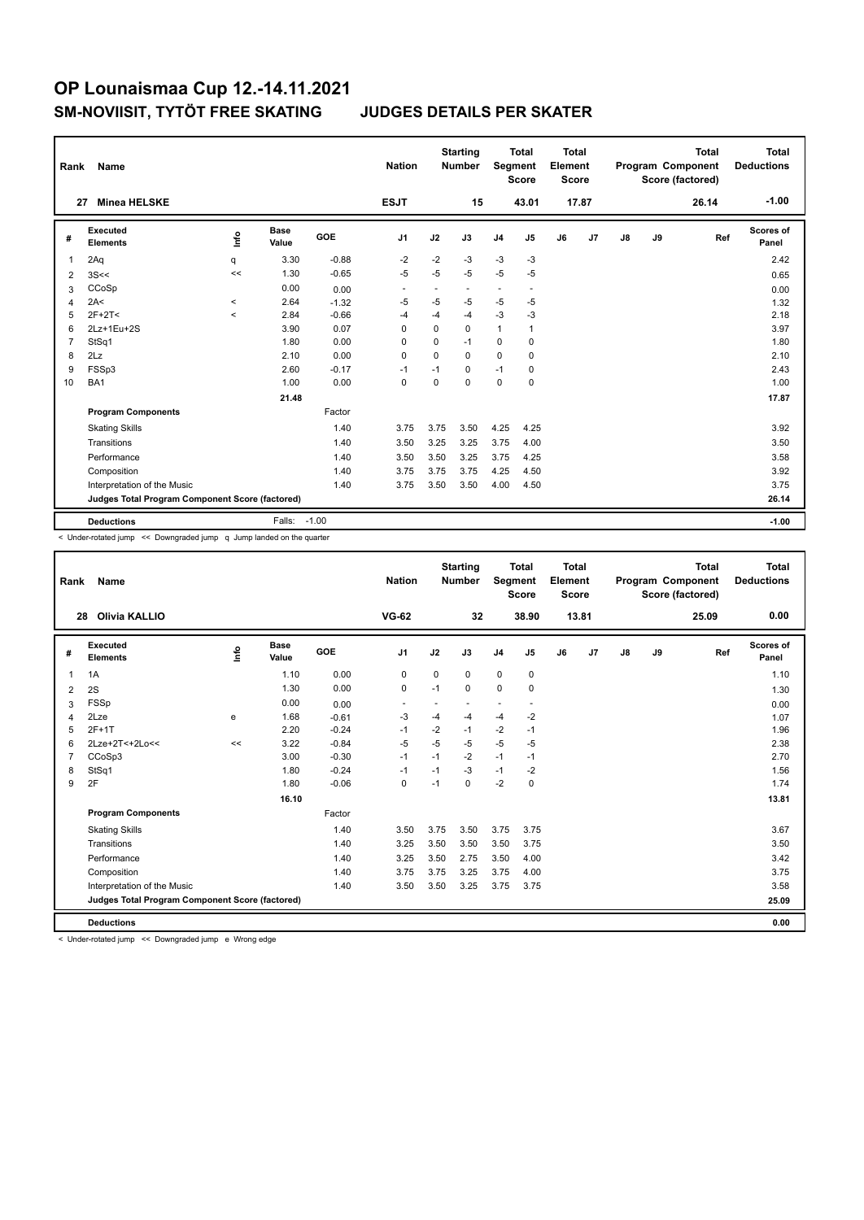# OP Lounaismaa Cup 12.-14.11.2021

## SM-NOVIISIT, TYTÖT FREE SKATING JUDGES DETAILS PER SKATER

| Rank | Name | Nation | Starting Number | Total Segment Score | Total Element Score | Total Program Component Score (factored) | Total Deductions |
|---|---|---|---|---|---|---|---|
| 27 | Minea HELSKE | ESJT | 15 | 43.01 | 17.87 | 26.14 | -1.00 |

| # | Executed Elements | Info | Base Value | GOE | J1 | J2 | J3 | J4 | J5 | J6 | J7 | J8 | J9 | Ref | Scores of Panel |
|---|---|---|---|---|---|---|---|---|---|---|---|---|---|---|---|
| 1 | 2Aq | q | 3.30 | -0.88 | -2 | -2 | -3 | -3 | -3 | | | | | | 2.42 |
| 2 | 3S<< | << | 1.30 | -0.65 | -5 | -5 | -5 | -5 | -5 | | | | | | 0.65 |
| 3 | CCoSp | | 0.00 | 0.00 | - | - | - | - | - | | | | | | 0.00 |
| 4 | 2A< | < | 2.64 | -1.32 | -5 | -5 | -5 | -5 | -5 | | | | | | 1.32 |
| 5 | 2F+2T< | < | 2.84 | -0.66 | -4 | -4 | -4 | -3 | -3 | | | | | | 2.18 |
| 6 | 2Lz+1Eu+2S | | 3.90 | 0.07 | 0 | 0 | 0 | 1 | 1 | | | | | | 3.97 |
| 7 | StSq1 | | 1.80 | 0.00 | 0 | 0 | -1 | 0 | 0 | | | | | | 1.80 |
| 8 | 2Lz | | 2.10 | 0.00 | 0 | 0 | 0 | 0 | 0 | | | | | | 2.10 |
| 9 | FSSp3 | | 2.60 | -0.17 | -1 | -1 | 0 | -1 | 0 | | | | | | 2.43 |
| 10 | BA1 | | 1.00 | 0.00 | 0 | 0 | 0 | 0 | 0 | | | | | | 1.00 |
| | | | 21.48 | | | | | | | | | | | | 17.87 |
| | **Program Components** | | | Factor | | | | | | | | | | | |
| | Skating Skills | | | 1.40 | 3.75 | 3.75 | 3.50 | 4.25 | 4.25 | | | | | | 3.92 |
| | Transitions | | | 1.40 | 3.50 | 3.25 | 3.25 | 3.75 | 4.00 | | | | | | 3.50 |
| | Performance | | | 1.40 | 3.50 | 3.50 | 3.25 | 3.75 | 4.25 | | | | | | 3.58 |
| | Composition | | | 1.40 | 3.75 | 3.75 | 3.75 | 4.25 | 4.50 | | | | | | 3.92 |
| | Interpretation of the Music | | | 1.40 | 3.75 | 3.50 | 3.50 | 4.00 | 4.50 | | | | | | 3.75 |
| | **Judges Total Program Component Score (factored)** | | | | | | | | | | | | | | 26.14 |
| | **Deductions** | | Falls: | -1.00 | | | | | | | | | | | -1.00 |

< Under-rotated jump << Downgraded jump q Jump landed on the quarter

| Rank | Name | Nation | Starting Number | Total Segment Score | Total Element Score | Total Program Component Score (factored) | Total Deductions |
|---|---|---|---|---|---|---|---|
| 28 | Olivia KALLIO | VG-62 | 32 | 38.90 | 13.81 | 25.09 | 0.00 |

| # | Executed Elements | Info | Base Value | GOE | J1 | J2 | J3 | J4 | J5 | J6 | J7 | J8 | J9 | Ref | Scores of Panel |
|---|---|---|---|---|---|---|---|---|---|---|---|---|---|---|---|
| 1 | 1A | | 1.10 | 0.00 | 0 | 0 | 0 | 0 | 0 | | | | | | 1.10 |
| 2 | 2S | | 1.30 | 0.00 | 0 | -1 | 0 | 0 | 0 | | | | | | 1.30 |
| 3 | FSSp | | 0.00 | 0.00 | - | - | - | - | - | | | | | | 0.00 |
| 4 | 2Lze | e | 1.68 | -0.61 | -3 | -4 | -4 | -4 | -2 | | | | | | 1.07 |
| 5 | 2F+1T | | 2.20 | -0.24 | -1 | -2 | -1 | -2 | -1 | | | | | | 1.96 |
| 6 | 2Lze+2T<+2Lo<< | << | 3.22 | -0.84 | -5 | -5 | -5 | -5 | -5 | | | | | | 2.38 |
| 7 | CCoSp3 | | 3.00 | -0.30 | -1 | -1 | -2 | -1 | -1 | | | | | | 2.70 |
| 8 | StSq1 | | 1.80 | -0.24 | -1 | -1 | -3 | -1 | -2 | | | | | | 1.56 |
| 9 | 2F | | 1.80 | -0.06 | 0 | -1 | 0 | -2 | 0 | | | | | | 1.74 |
| | | | 16.10 | | | | | | | | | | | | 13.81 |
| | **Program Components** | | | Factor | | | | | | | | | | | |
| | Skating Skills | | | 1.40 | 3.50 | 3.75 | 3.50 | 3.75 | 3.75 | | | | | | 3.67 |
| | Transitions | | | 1.40 | 3.25 | 3.50 | 3.50 | 3.50 | 3.75 | | | | | | 3.50 |
| | Performance | | | 1.40 | 3.25 | 3.50 | 2.75 | 3.50 | 4.00 | | | | | | 3.42 |
| | Composition | | | 1.40 | 3.75 | 3.75 | 3.25 | 3.75 | 4.00 | | | | | | 3.75 |
| | Interpretation of the Music | | | 1.40 | 3.50 | 3.50 | 3.25 | 3.75 | 3.75 | | | | | | 3.58 |
| | **Judges Total Program Component Score (factored)** | | | | | | | | | | | | | | 25.09 |
| | **Deductions** | | | | | | | | | | | | | | 0.00 |

< Under-rotated jump << Downgraded jump e Wrong edge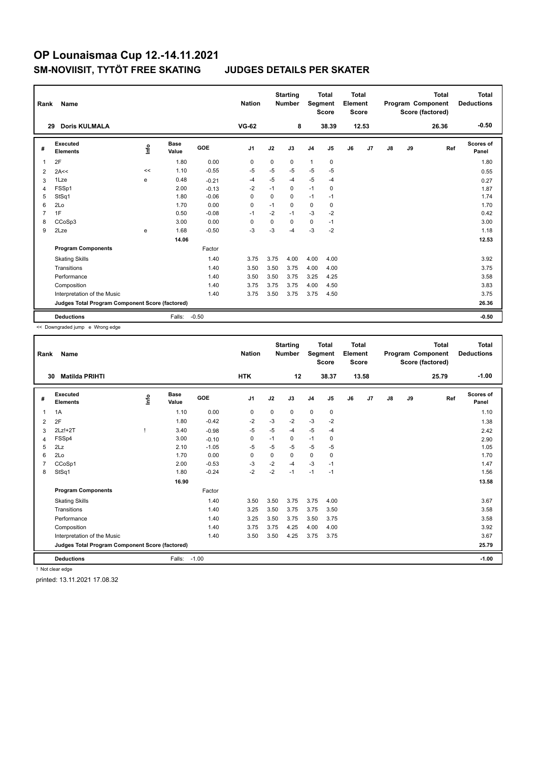# OP Lounaismaa Cup 12.-14.11.2021

## SM-NOVIISIT, TYTÖT FREE SKATING JUDGES DETAILS PER SKATER

| Rank | Name | Nation | Starting Number | Total Segment Score | Total Element Score | Total Program Component Score (factored) | Total Deductions |
|---|---|---|---|---|---|---|---|
| 29 | Doris KULMALA | VG-62 | 8 | 38.39 | 12.53 | 26.36 | -0.50 |

| # | Executed Elements | Info | Base Value | GOE | J1 | J2 | J3 | J4 | J5 | J6 | J7 | J8 | J9 | Ref | Scores of Panel |
|---|---|---|---|---|---|---|---|---|---|---|---|---|---|---|---|
| 1 | 2F | | 1.80 | 0.00 | 0 | 0 | 0 | 1 | 0 | | | | | | 1.80 |
| 2 | 2A<< | << | 1.10 | -0.55 | -5 | -5 | -5 | -5 | -5 | | | | | | 0.55 |
| 3 | 1Lze | e | 0.48 | -0.21 | -4 | -5 | -4 | -5 | -4 | | | | | | 0.27 |
| 4 | FSSp1 | | 2.00 | -0.13 | -2 | -1 | 0 | -1 | 0 | | | | | | 1.87 |
| 5 | StSq1 | | 1.80 | -0.06 | 0 | 0 | 0 | -1 | -1 | | | | | | 1.74 |
| 6 | 2Lo | | 1.70 | 0.00 | 0 | -1 | 0 | 0 | 0 | | | | | | 1.70 |
| 7 | 1F | | 0.50 | -0.08 | -1 | -2 | -1 | -3 | -2 | | | | | | 0.42 |
| 8 | CCoSp3 | | 3.00 | 0.00 | 0 | 0 | 0 | 0 | -1 | | | | | | 3.00 |
| 9 | 2Lze | e | 1.68 | -0.50 | -3 | -3 | -4 | -3 | -2 | | | | | | 1.18 |
| | | | 14.06 | | | | | | | | | | | | 12.53 |
| | **Program Components** | | | Factor | | | | | | | | | | | |
| | Skating Skills | | | 1.40 | 3.75 | 3.75 | 4.00 | 4.00 | 4.00 | | | | | | 3.92 |
| | Transitions | | | 1.40 | 3.50 | 3.50 | 3.75 | 4.00 | 4.00 | | | | | | 3.75 |
| | Performance | | | 1.40 | 3.50 | 3.50 | 3.75 | 3.25 | 4.25 | | | | | | 3.58 |
| | Composition | | | 1.40 | 3.75 | 3.75 | 3.75 | 4.00 | 4.50 | | | | | | 3.83 |
| | Interpretation of the Music | | | 1.40 | 3.75 | 3.50 | 3.75 | 3.75 | 4.50 | | | | | | 3.75 |
| | **Judges Total Program Component Score (factored)** | | | | | | | | | | | | | | 26.36 |
| | **Deductions** | | Falls: | -0.50 | | | | | | | | | | | -0.50 |

<< Downgraded jump e Wrong edge

| Rank | Name | Nation | Starting Number | Total Segment Score | Total Element Score | Total Program Component Score (factored) | Total Deductions |
|---|---|---|---|---|---|---|---|
| 30 | Matilda PRIHTI | HTK | 12 | 38.37 | 13.58 | 25.79 | -1.00 |

| # | Executed Elements | Info | Base Value | GOE | J1 | J2 | J3 | J4 | J5 | J6 | J7 | J8 | J9 | Ref | Scores of Panel |
|---|---|---|---|---|---|---|---|---|---|---|---|---|---|---|---|
| 1 | 1A | | 1.10 | 0.00 | 0 | 0 | 0 | 0 | 0 | | | | | | 1.10 |
| 2 | 2F | | 1.80 | -0.42 | -2 | -3 | -2 | -3 | -2 | | | | | | 1.38 |
| 3 | 2Lz!+2T | ! | 3.40 | -0.98 | -5 | -5 | -4 | -5 | -4 | | | | | | 2.42 |
| 4 | FSSp4 | | 3.00 | -0.10 | 0 | -1 | 0 | -1 | 0 | | | | | | 2.90 |
| 5 | 2Lz | | 2.10 | -1.05 | -5 | -5 | -5 | -5 | -5 | | | | | | 1.05 |
| 6 | 2Lo | | 1.70 | 0.00 | 0 | 0 | 0 | 0 | 0 | | | | | | 1.70 |
| 7 | CCoSp1 | | 2.00 | -0.53 | -3 | -2 | -4 | -3 | -1 | | | | | | 1.47 |
| 8 | StSq1 | | 1.80 | -0.24 | -2 | -2 | -1 | -1 | -1 | | | | | | 1.56 |
| | | | 16.90 | | | | | | | | | | | | 13.58 |
| | **Program Components** | | | Factor | | | | | | | | | | | |
| | Skating Skills | | | 1.40 | 3.50 | 3.50 | 3.75 | 3.75 | 4.00 | | | | | | 3.67 |
| | Transitions | | | 1.40 | 3.25 | 3.50 | 3.75 | 3.75 | 3.50 | | | | | | 3.58 |
| | Performance | | | 1.40 | 3.25 | 3.50 | 3.75 | 3.50 | 3.75 | | | | | | 3.58 |
| | Composition | | | 1.40 | 3.75 | 3.75 | 4.25 | 4.00 | 4.00 | | | | | | 3.92 |
| | Interpretation of the Music | | | 1.40 | 3.50 | 3.50 | 4.25 | 3.75 | 3.75 | | | | | | 3.67 |
| | **Judges Total Program Component Score (factored)** | | | | | | | | | | | | | | 25.79 |
| | **Deductions** | | Falls: | -1.00 | | | | | | | | | | | -1.00 |

! Not clear edge

printed: 13.11.2021 17.08.32